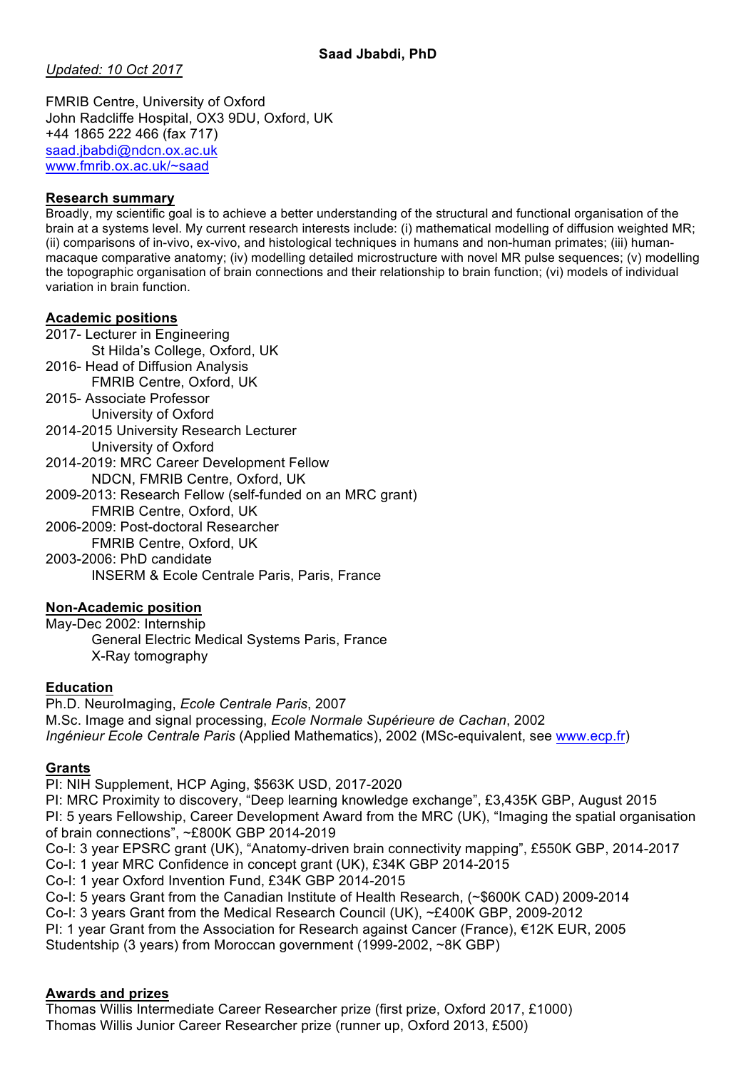# Saad Jbabdi, PhD

*Updated: 10 Oct 2017*

FMRIB Centre, University of Oxford
John Radcliffe Hospital, OX3 9DU, Oxford, UK
+44 1865 222 466 (fax 717)
[saad.jbabdi@ndcn.ox.ac.uk](mailto:saad.jbabdi@ndcn.ox.ac.uk)
[www.fmrib.ox.ac.uk/~saad](http://www.fmrib.ox.ac.uk/~saad)

## Research summary

Broadly, my scientific goal is to achieve a better understanding of the structural and functional organisation of the brain at a systems level. My current research interests include: (i) mathematical modelling of diffusion weighted MR; (ii) comparisons of in-vivo, ex-vivo, and histological techniques in humans and non-human primates; (iii) human-macaque comparative anatomy; (iv) modelling detailed microstructure with novel MR pulse sequences; (v) modelling the topographic organisation of brain connections and their relationship to brain function; (vi) models of individual variation in brain function.

## Academic positions

2017- Lecturer in Engineering
  St Hilda's College, Oxford, UK
2016- Head of Diffusion Analysis
  FMRIB Centre, Oxford, UK
2015- Associate Professor
  University of Oxford
2014-2015 University Research Lecturer
  University of Oxford
2014-2019: MRC Career Development Fellow
  NDCN, FMRIB Centre, Oxford, UK
2009-2013: Research Fellow (self-funded on an MRC grant)
  FMRIB Centre, Oxford, UK
2006-2009: Post-doctoral Researcher
  FMRIB Centre, Oxford, UK
2003-2006: PhD candidate
  INSERM & Ecole Centrale Paris, Paris, France

## Non-Academic position

May-Dec 2002: Internship
  General Electric Medical Systems Paris, France
  X-Ray tomography

## Education

Ph.D. NeuroImaging, *Ecole Centrale Paris*, 2007
M.Sc. Image and signal processing, *Ecole Normale Supérieure de Cachan*, 2002
*Ingénieur Ecole Centrale Paris* (Applied Mathematics), 2002 (MSc-equivalent, see [www.ecp.fr](http://www.ecp.fr))

## Grants

PI: NIH Supplement, HCP Aging, $563K USD, 2017-2020
PI: MRC Proximity to discovery, "Deep learning knowledge exchange", £3,435K GBP, August 2015
PI: 5 years Fellowship, Career Development Award from the MRC (UK), "Imaging the spatial organisation of brain connections", ~£800K GBP 2014-2019
Co-I: 3 year EPSRC grant (UK), "Anatomy-driven brain connectivity mapping", £550K GBP, 2014-2017
Co-I: 1 year MRC Confidence in concept grant (UK), £34K GBP 2014-2015
Co-I: 1 year Oxford Invention Fund, £34K GBP 2014-2015
Co-I: 5 years Grant from the Canadian Institute of Health Research, (~$600K CAD) 2009-2014
Co-I: 3 years Grant from the Medical Research Council (UK), ~£400K GBP, 2009-2012
PI: 1 year Grant from the Association for Research against Cancer (France), €12K EUR, 2005
Studentship (3 years) from Moroccan government (1999-2002, ~8K GBP)

## Awards and prizes

Thomas Willis Intermediate Career Researcher prize (first prize, Oxford 2017, £1000)
Thomas Willis Junior Career Researcher prize (runner up, Oxford 2013, £500)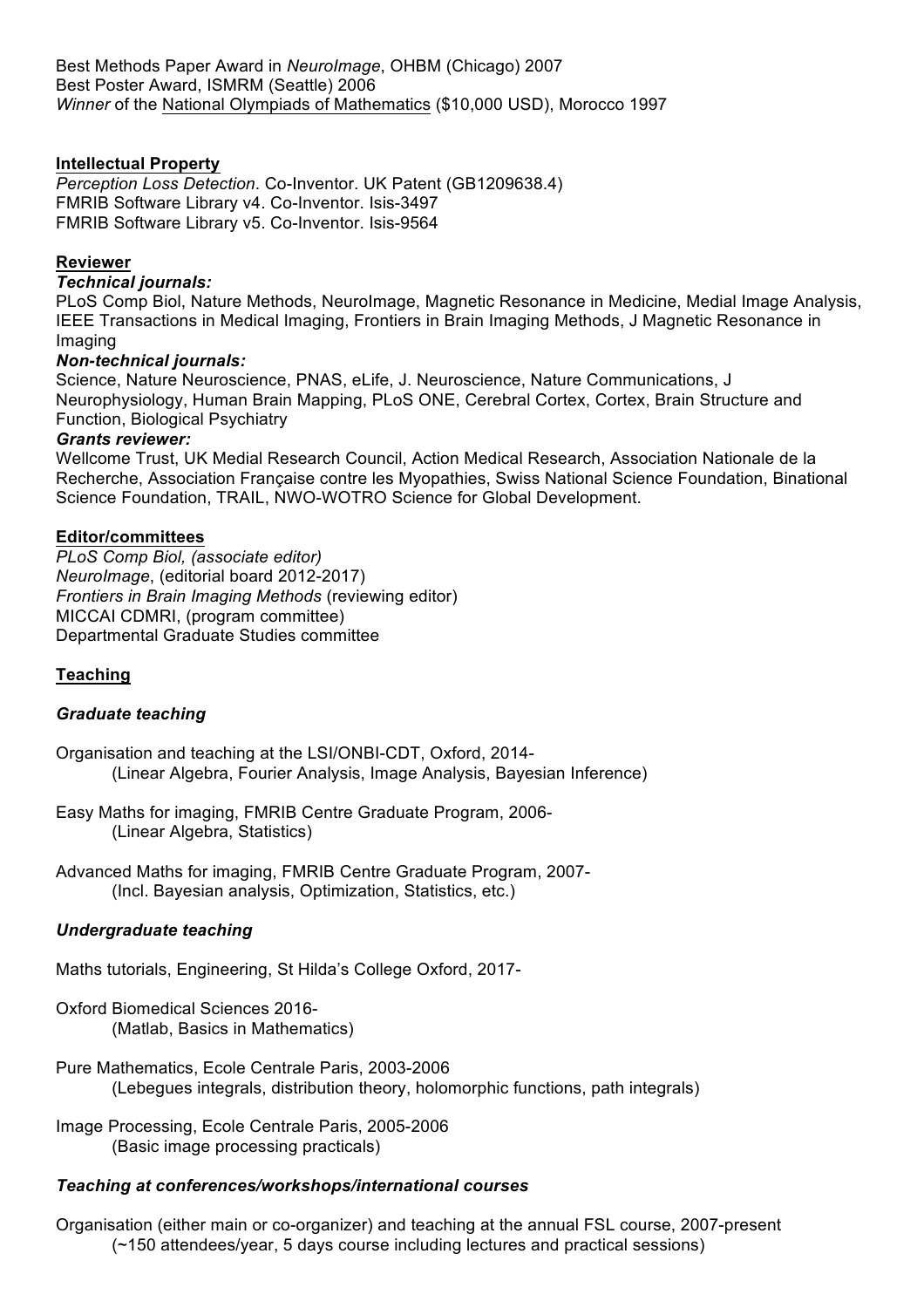Best Methods Paper Award in *NeuroImage*, OHBM (Chicago) 2007
Best Poster Award, ISMRM (Seattle) 2006
*Winner* of the National Olympiads of Mathematics ($10,000 USD), Morocco 1997

## Intellectual Property

*Perception Loss Detection*. Co-Inventor. UK Patent (GB1209638.4)
FMRIB Software Library v4. Co-Inventor. Isis-3497
FMRIB Software Library v5. Co-Inventor. Isis-9564

## Reviewer

### *Technical journals:*

PLoS Comp Biol, Nature Methods, NeuroImage, Magnetic Resonance in Medicine, Medial Image Analysis, IEEE Transactions in Medical Imaging, Frontiers in Brain Imaging Methods, J Magnetic Resonance in Imaging

### *Non-technical journals:*

Science, Nature Neuroscience, PNAS, eLife, J. Neuroscience, Nature Communications, J Neurophysiology, Human Brain Mapping, PLoS ONE, Cerebral Cortex, Cortex, Brain Structure and Function, Biological Psychiatry

### *Grants reviewer:*

Wellcome Trust, UK Medial Research Council, Action Medical Research, Association Nationale de la Recherche, Association Française contre les Myopathies, Swiss National Science Foundation, Binational Science Foundation, TRAIL, NWO-WOTRO Science for Global Development.

## Editor/committees

*PLoS Comp Biol, (associate editor)*
*NeuroImage*, (editorial board 2012-2017)
*Frontiers in Brain Imaging Methods* (reviewing editor)
MICCAI CDMRI, (program committee)
Departmental Graduate Studies committee

## Teaching

### *Graduate teaching*

Organisation and teaching at the LSI/ONBI-CDT, Oxford, 2014-
    (Linear Algebra, Fourier Analysis, Image Analysis, Bayesian Inference)

Easy Maths for imaging, FMRIB Centre Graduate Program, 2006-
    (Linear Algebra, Statistics)

Advanced Maths for imaging, FMRIB Centre Graduate Program, 2007-
    (Incl. Bayesian analysis, Optimization, Statistics, etc.)

### *Undergraduate teaching*

Maths tutorials, Engineering, St Hilda's College Oxford, 2017-

Oxford Biomedical Sciences 2016-
    (Matlab, Basics in Mathematics)

Pure Mathematics, Ecole Centrale Paris, 2003-2006
    (Lebegues integrals, distribution theory, holomorphic functions, path integrals)

Image Processing, Ecole Centrale Paris, 2005-2006
    (Basic image processing practicals)

### *Teaching at conferences/workshops/international courses*

Organisation (either main or co-organizer) and teaching at the annual FSL course, 2007-present
    (~150 attendees/year, 5 days course including lectures and practical sessions)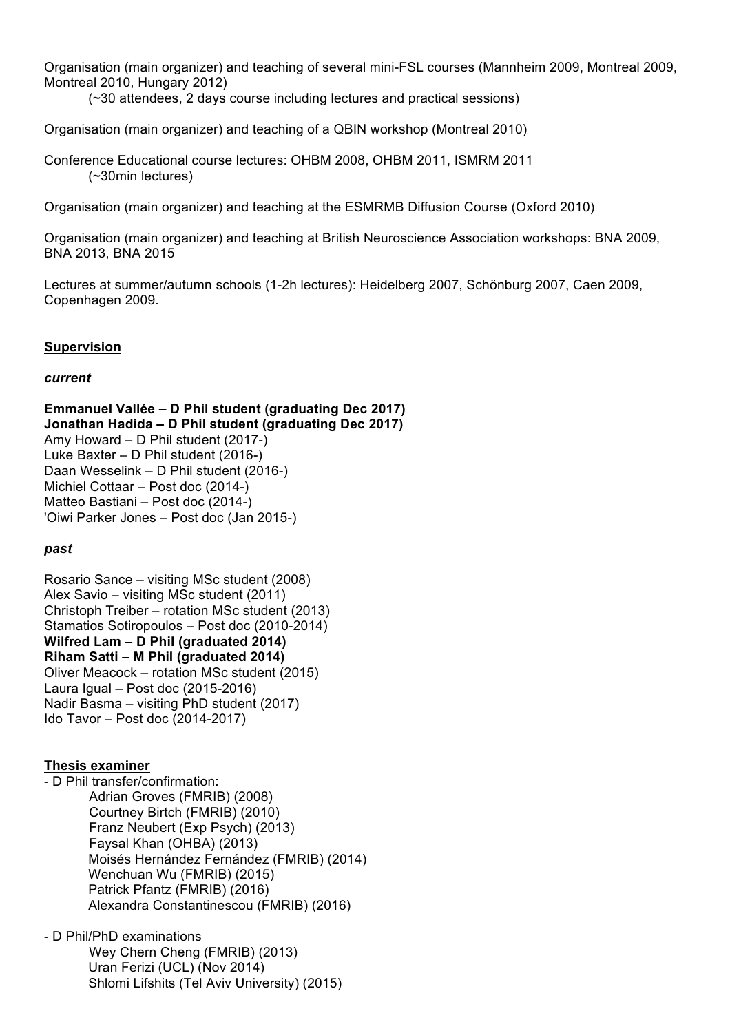Organisation (main organizer) and teaching of several mini-FSL courses (Mannheim 2009, Montreal 2009, Montreal 2010, Hungary 2012)

(~30 attendees, 2 days course including lectures and practical sessions)

Organisation (main organizer) and teaching of a QBIN workshop (Montreal 2010)

Conference Educational course lectures: OHBM 2008, OHBM 2011, ISMRM 2011

(~30min lectures)

Organisation (main organizer) and teaching at the ESMRMB Diffusion Course (Oxford 2010)

Organisation (main organizer) and teaching at British Neuroscience Association workshops: BNA 2009, BNA 2013, BNA 2015

Lectures at summer/autumn schools (1-2h lectures): Heidelberg 2007, Schönburg 2007, Caen 2009, Copenhagen 2009.

## Supervision

### *current*

**Emmanuel Vallée – D Phil student (graduating Dec 2017)**
**Jonathan Hadida – D Phil student (graduating Dec 2017)**
Amy Howard – D Phil student (2017-)
Luke Baxter – D Phil student (2016-)
Daan Wesselink – D Phil student (2016-)
Michiel Cottaar – Post doc (2014-)
Matteo Bastiani – Post doc (2014-)
'Oiwi Parker Jones – Post doc (Jan 2015-)

### *past*

Rosario Sance – visiting MSc student (2008)
Alex Savio – visiting MSc student (2011)
Christoph Treiber – rotation MSc student (2013)
Stamatios Sotiropoulos – Post doc (2010-2014)
**Wilfred Lam – D Phil (graduated 2014)**
**Riham Satti – M Phil (graduated 2014)**
Oliver Meacock – rotation MSc student (2015)
Laura Igual – Post doc (2015-2016)
Nadir Basma – visiting PhD student (2017)
Ido Tavor – Post doc (2014-2017)

## Thesis examiner

- D Phil transfer/confirmation:
  - Adrian Groves (FMRIB) (2008)
  - Courtney Birtch (FMRIB) (2010)
  - Franz Neubert (Exp Psych) (2013)
  - Faysal Khan (OHBA) (2013)
  - Moisés Hernández Fernández (FMRIB) (2014)
  - Wenchuan Wu (FMRIB) (2015)
  - Patrick Pfantz (FMRIB) (2016)
  - Alexandra Constantinescou (FMRIB) (2016)

- D Phil/PhD examinations
  - Wey Chern Cheng (FMRIB) (2013)
  - Uran Ferizi (UCL) (Nov 2014)
  - Shlomi Lifshits (Tel Aviv University) (2015)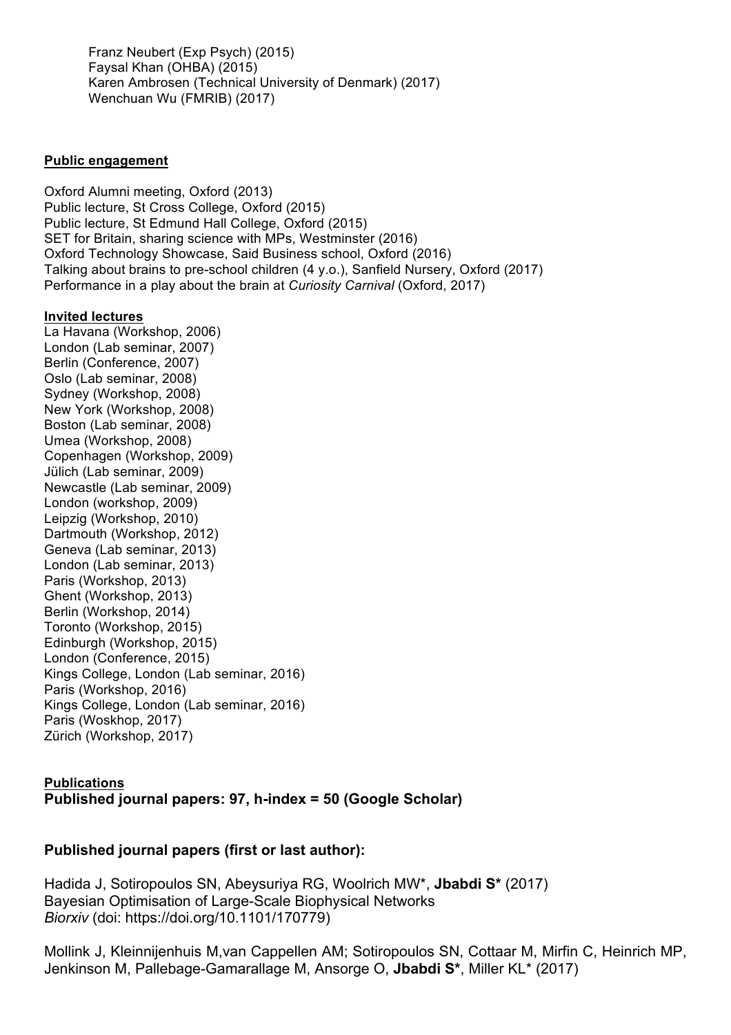Franz Neubert (Exp Psych) (2015)
Faysal Khan (OHBA) (2015)
Karen Ambrosen (Technical University of Denmark) (2017)
Wenchuan Wu (FMRIB) (2017)

**Public engagement**

Oxford Alumni meeting, Oxford (2013)
Public lecture, St Cross College, Oxford (2015)
Public lecture, St Edmund Hall College, Oxford (2015)
SET for Britain, sharing science with MPs, Westminster (2016)
Oxford Technology Showcase, Said Business school, Oxford (2016)
Talking about brains to pre-school children (4 y.o.), Sanfield Nursery, Oxford (2017)
Performance in a play about the brain at *Curiosity Carnival* (Oxford, 2017)

**Invited lectures**

La Havana (Workshop, 2006)
London (Lab seminar, 2007)
Berlin (Conference, 2007)
Oslo (Lab seminar, 2008)
Sydney (Workshop, 2008)
New York (Workshop, 2008)
Boston (Lab seminar, 2008)
Umea (Workshop, 2008)
Copenhagen (Workshop, 2009)
Jülich (Lab seminar, 2009)
Newcastle (Lab seminar, 2009)
London (workshop, 2009)
Leipzig (Workshop, 2010)
Dartmouth (Workshop, 2012)
Geneva (Lab seminar, 2013)
London (Lab seminar, 2013)
Paris (Workshop, 2013)
Ghent (Workshop, 2013)
Berlin (Workshop, 2014)
Toronto (Workshop, 2015)
Edinburgh (Workshop, 2015)
London (Conference, 2015)
Kings College, London (Lab seminar, 2016)
Paris (Workshop, 2016)
Kings College, London (Lab seminar, 2016)
Paris (Woskhop, 2017)
Zürich (Workshop, 2017)

**Publications**

**Published journal papers: 97, h-index = 50 (Google Scholar)**

**Published journal papers (first or last author):**

Hadida J, Sotiropoulos SN, Abeysuriya RG, Woolrich MW*, **Jbabdi S*** (2017)
Bayesian Optimisation of Large-Scale Biophysical Networks
*Biorxiv* (doi: https://doi.org/10.1101/170779)

Mollink J, Kleinnijenhuis M,van Cappellen AM; Sotiropoulos SN, Cottaar M, Mirfin C, Heinrich MP, Jenkinson M, Pallebage-Gamarallage M, Ansorge O, **Jbabdi S***, Miller KL* (2017)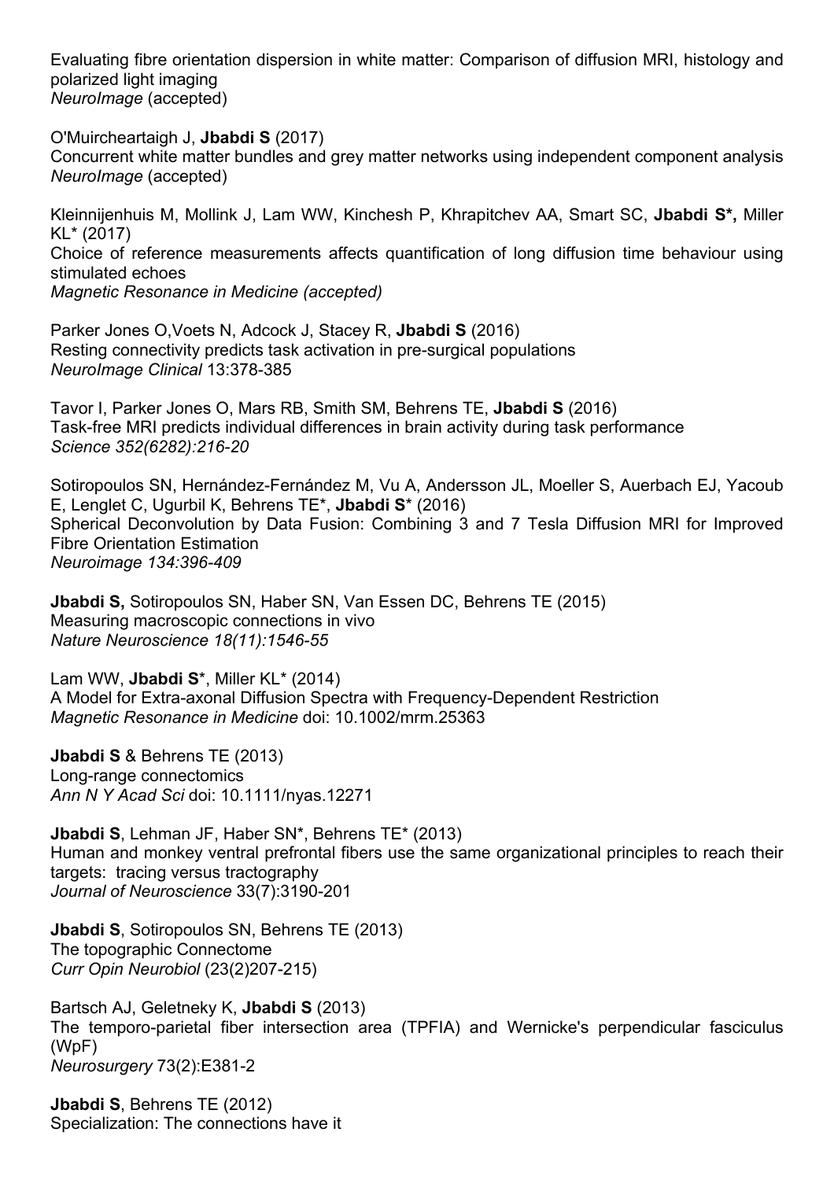Evaluating fibre orientation dispersion in white matter: Comparison of diffusion MRI, histology and polarized light imaging
*NeuroImage* (accepted)

O'Muircheartaigh J, **Jbabdi S** (2017)
Concurrent white matter bundles and grey matter networks using independent component analysis
*NeuroImage* (accepted)

Kleinnijenhuis M, Mollink J, Lam WW, Kinchesh P, Khrapitchev AA, Smart SC, **Jbabdi S*,** Miller KL* (2017)
Choice of reference measurements affects quantification of long diffusion time behaviour using stimulated echoes
*Magnetic Resonance in Medicine (accepted)*

Parker Jones O,Voets N, Adcock J, Stacey R, **Jbabdi S** (2016)
Resting connectivity predicts task activation in pre-surgical populations
*NeuroImage Clinical* 13:378-385

Tavor I, Parker Jones O, Mars RB, Smith SM, Behrens TE, **Jbabdi S** (2016)
Task-free MRI predicts individual differences in brain activity during task performance
*Science 352(6282):216-20*

Sotiropoulos SN, Hernández-Fernández M, Vu A, Andersson JL, Moeller S, Auerbach EJ, Yacoub E, Lenglet C, Ugurbil K, Behrens TE*, **Jbabdi S*** (2016)
Spherical Deconvolution by Data Fusion: Combining 3 and 7 Tesla Diffusion MRI for Improved Fibre Orientation Estimation
*Neuroimage 134:396-409*

**Jbabdi S,** Sotiropoulos SN, Haber SN, Van Essen DC, Behrens TE (2015)
Measuring macroscopic connections in vivo
*Nature Neuroscience 18(11):1546-55*

Lam WW, **Jbabdi S***, Miller KL* (2014)
A Model for Extra-axonal Diffusion Spectra with Frequency-Dependent Restriction
*Magnetic Resonance in Medicine* doi: 10.1002/mrm.25363

**Jbabdi S** & Behrens TE (2013)
Long-range connectomics
*Ann N Y Acad Sci* doi: 10.1111/nyas.12271

**Jbabdi S**, Lehman JF, Haber SN*, Behrens TE* (2013)
Human and monkey ventral prefrontal fibers use the same organizational principles to reach their targets: tracing versus tractography
*Journal of Neuroscience* 33(7):3190-201

**Jbabdi S**, Sotiropoulos SN, Behrens TE (2013)
The topographic Connectome
*Curr Opin Neurobiol* (23(2)207-215)

Bartsch AJ, Geletneky K, **Jbabdi S** (2013)
The temporo-parietal fiber intersection area (TPFIA) and Wernicke's perpendicular fasciculus (WpF)
*Neurosurgery* 73(2):E381-2

**Jbabdi S**, Behrens TE (2012)
Specialization: The connections have it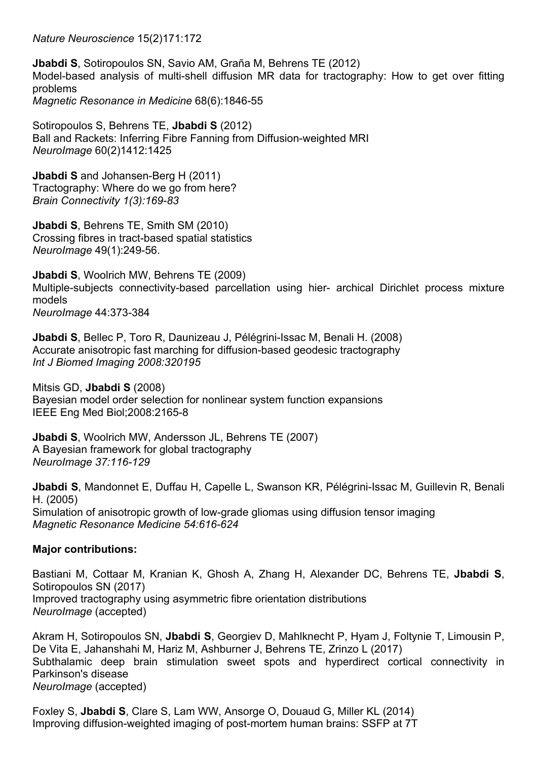*Nature Neuroscience* 15(2)171:172

**Jbabdi S**, Sotiropoulos SN, Savio AM, Graña M, Behrens TE (2012)
Model-based analysis of multi-shell diffusion MR data for tractography: How to get over fitting problems
*Magnetic Resonance in Medicine* 68(6):1846-55

Sotiropoulos S, Behrens TE, **Jbabdi S** (2012)
Ball and Rackets: Inferring Fibre Fanning from Diffusion-weighted MRI
*NeuroImage* 60(2)1412:1425

**Jbabdi S** and Johansen-Berg H (2011)
Tractography: Where do we go from here?
*Brain Connectivity 1(3):169-83*

**Jbabdi S**, Behrens TE, Smith SM (2010)
Crossing fibres in tract-based spatial statistics
*NeuroImage* 49(1):249-56.

**Jbabdi S**, Woolrich MW, Behrens TE (2009)
Multiple-subjects connectivity-based parcellation using hier- archical Dirichlet process mixture models
*NeuroImage* 44:373-384

**Jbabdi S**, Bellec P, Toro R, Daunizeau J, Pélégrini-Issac M, Benali H. (2008)
Accurate anisotropic fast marching for diffusion-based geodesic tractography
*Int J Biomed Imaging 2008:320195*

Mitsis GD, **Jbabdi S** (2008)
Bayesian model order selection for nonlinear system function expansions
IEEE Eng Med Biol;2008:2165-8

**Jbabdi S**, Woolrich MW, Andersson JL, Behrens TE (2007)
A Bayesian framework for global tractography
*NeuroImage 37:116-129*

**Jbabdi S**, Mandonnet E, Duffau H, Capelle L, Swanson KR, Pélégrini-Issac M, Guillevin R, Benali H. (2005)
Simulation of anisotropic growth of low-grade gliomas using diffusion tensor imaging
*Magnetic Resonance Medicine 54:616-624*

**Major contributions:**

Bastiani M, Cottaar M, Kranian K, Ghosh A, Zhang H, Alexander DC, Behrens TE, **Jbabdi S**, Sotiropoulos SN (2017)
Improved tractography using asymmetric fibre orientation distributions
*NeuroImage* (accepted)

Akram H, Sotiropoulos SN, **Jbabdi S**, Georgiev D, Mahlknecht P, Hyam J, Foltynie T, Limousin P, De Vita E, Jahanshahi M, Hariz M, Ashburner J, Behrens TE, Zrinzo L (2017)
Subthalamic deep brain stimulation sweet spots and hyperdirect cortical connectivity in Parkinson's disease
*NeuroImage* (accepted)

Foxley S, **Jbabdi S**, Clare S, Lam WW, Ansorge O, Douaud G, Miller KL (2014)
Improving diffusion-weighted imaging of post-mortem human brains: SSFP at 7T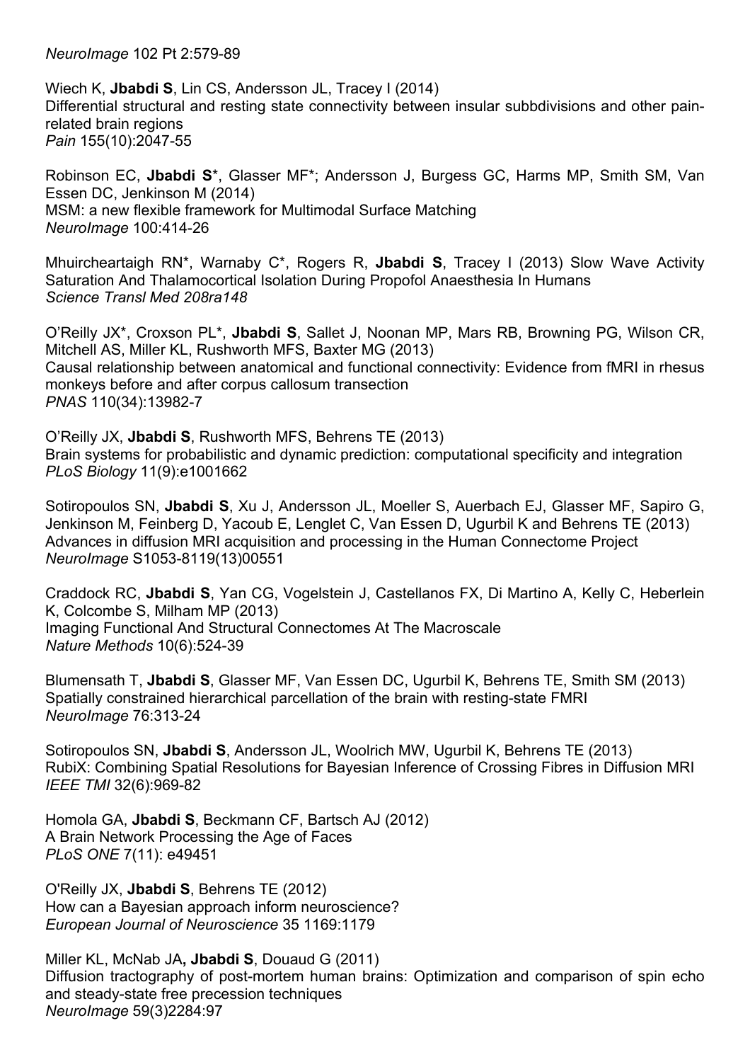*NeuroImage* 102 Pt 2:579-89

Wiech K, **Jbabdi S**, Lin CS, Andersson JL, Tracey I (2014)
Differential structural and resting state connectivity between insular subbdivisions and other pain-related brain regions
*Pain* 155(10):2047-55

Robinson EC, **Jbabdi S***, Glasser MF*; Andersson J, Burgess GC, Harms MP, Smith SM, Van Essen DC, Jenkinson M (2014)
MSM: a new flexible framework for Multimodal Surface Matching
*NeuroImage* 100:414-26

Mhuircheartaigh RN*, Warnaby C*, Rogers R, **Jbabdi S**, Tracey I (2013) Slow Wave Activity Saturation And Thalamocortical Isolation During Propofol Anaesthesia In Humans
*Science Transl Med 208ra148*

O'Reilly JX*, Croxson PL*, **Jbabdi S**, Sallet J, Noonan MP, Mars RB, Browning PG, Wilson CR, Mitchell AS, Miller KL, Rushworth MFS, Baxter MG (2013)
Causal relationship between anatomical and functional connectivity: Evidence from fMRI in rhesus monkeys before and after corpus callosum transection
*PNAS* 110(34):13982-7

O'Reilly JX, **Jbabdi S**, Rushworth MFS, Behrens TE (2013)
Brain systems for probabilistic and dynamic prediction: computational specificity and integration
*PLoS Biology* 11(9):e1001662

Sotiropoulos SN, **Jbabdi S**, Xu J, Andersson JL, Moeller S, Auerbach EJ, Glasser MF, Sapiro G, Jenkinson M, Feinberg D, Yacoub E, Lenglet C, Van Essen D, Ugurbil K and Behrens TE (2013)
Advances in diffusion MRI acquisition and processing in the Human Connectome Project
*NeuroImage* S1053-8119(13)00551

Craddock RC, **Jbabdi S**, Yan CG, Vogelstein J, Castellanos FX, Di Martino A, Kelly C, Heberlein K, Colcombe S, Milham MP (2013)
Imaging Functional And Structural Connectomes At The Macroscale
*Nature Methods* 10(6):524-39

Blumensath T, **Jbabdi S**, Glasser MF, Van Essen DC, Ugurbil K, Behrens TE, Smith SM (2013)
Spatially constrained hierarchical parcellation of the brain with resting-state FMRI
*NeuroImage* 76:313-24

Sotiropoulos SN, **Jbabdi S**, Andersson JL, Woolrich MW, Ugurbil K, Behrens TE (2013)
RubiX: Combining Spatial Resolutions for Bayesian Inference of Crossing Fibres in Diffusion MRI
*IEEE TMI* 32(6):969-82

Homola GA, **Jbabdi S**, Beckmann CF, Bartsch AJ (2012)
A Brain Network Processing the Age of Faces
*PLoS ONE* 7(11): e49451

O'Reilly JX, **Jbabdi S**, Behrens TE (2012)
How can a Bayesian approach inform neuroscience?
*European Journal of Neuroscience* 35 1169:1179

Miller KL, McNab JA**, Jbabdi S**, Douaud G (2011)
Diffusion tractography of post-mortem human brains: Optimization and comparison of spin echo and steady-state free precession techniques
*NeuroImage* 59(3)2284:97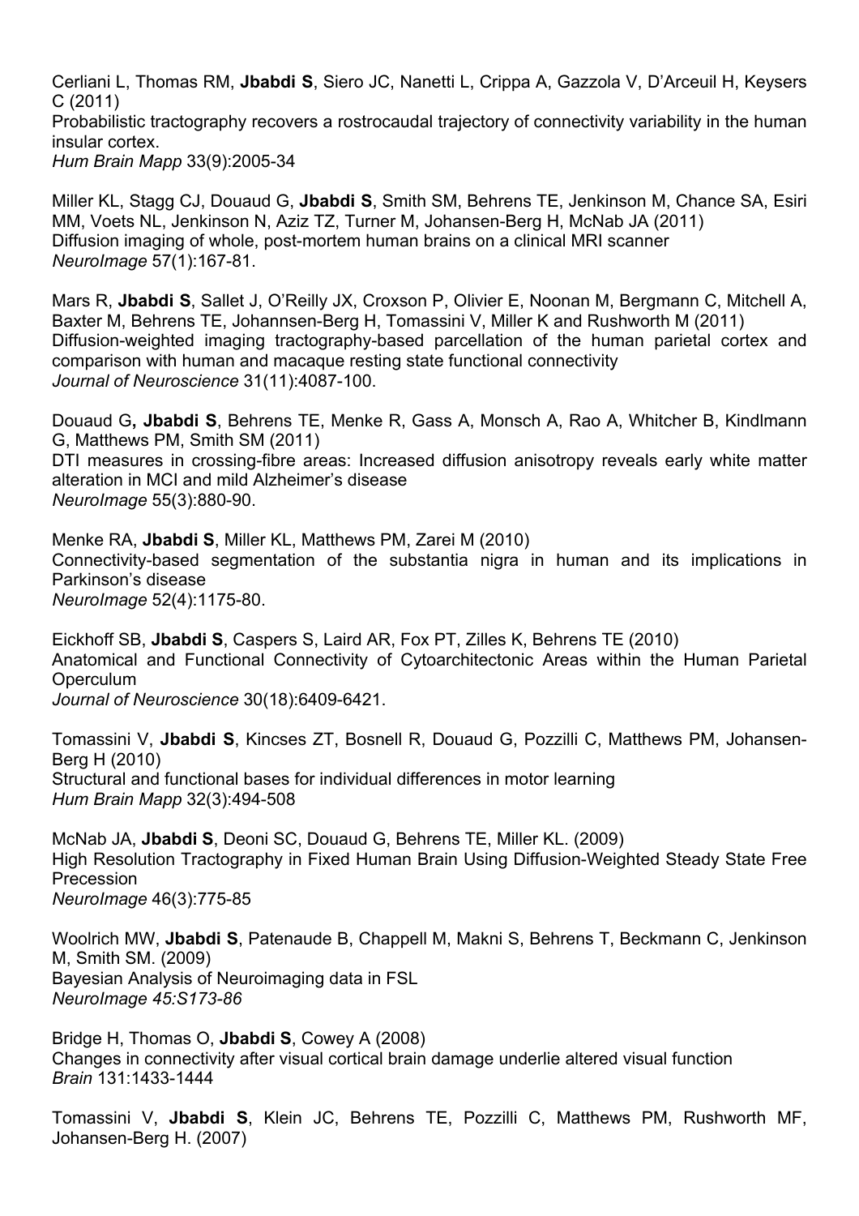Cerliani L, Thomas RM, **Jbabdi S**, Siero JC, Nanetti L, Crippa A, Gazzola V, D'Arceuil H, Keysers C (2011)
Probabilistic tractography recovers a rostrocaudal trajectory of connectivity variability in the human insular cortex.
*Hum Brain Mapp* 33(9):2005-34

Miller KL, Stagg CJ, Douaud G, **Jbabdi S**, Smith SM, Behrens TE, Jenkinson M, Chance SA, Esiri MM, Voets NL, Jenkinson N, Aziz TZ, Turner M, Johansen-Berg H, McNab JA (2011)
Diffusion imaging of whole, post-mortem human brains on a clinical MRI scanner
*NeuroImage* 57(1):167-81.

Mars R, **Jbabdi S**, Sallet J, O'Reilly JX, Croxson P, Olivier E, Noonan M, Bergmann C, Mitchell A, Baxter M, Behrens TE, Johannsen-Berg H, Tomassini V, Miller K and Rushworth M (2011)
Diffusion-weighted imaging tractography-based parcellation of the human parietal cortex and comparison with human and macaque resting state functional connectivity
*Journal of Neuroscience* 31(11):4087-100.

Douaud G**, Jbabdi S**, Behrens TE, Menke R, Gass A, Monsch A, Rao A, Whitcher B, Kindlmann G, Matthews PM, Smith SM (2011)
DTI measures in crossing-fibre areas: Increased diffusion anisotropy reveals early white matter alteration in MCI and mild Alzheimer's disease
*NeuroImage* 55(3):880-90.

Menke RA, **Jbabdi S**, Miller KL, Matthews PM, Zarei M (2010)
Connectivity-based segmentation of the substantia nigra in human and its implications in Parkinson's disease
*NeuroImage* 52(4):1175-80.

Eickhoff SB, **Jbabdi S**, Caspers S, Laird AR, Fox PT, Zilles K, Behrens TE (2010)
Anatomical and Functional Connectivity of Cytoarchitectonic Areas within the Human Parietal Operculum
*Journal of Neuroscience* 30(18):6409-6421.

Tomassini V, **Jbabdi S**, Kincses ZT, Bosnell R, Douaud G, Pozzilli C, Matthews PM, Johansen-Berg H (2010)
Structural and functional bases for individual differences in motor learning
*Hum Brain Mapp* 32(3):494-508

McNab JA, **Jbabdi S**, Deoni SC, Douaud G, Behrens TE, Miller KL. (2009)
High Resolution Tractography in Fixed Human Brain Using Diffusion-Weighted Steady State Free Precession
*NeuroImage* 46(3):775-85

Woolrich MW, **Jbabdi S**, Patenaude B, Chappell M, Makni S, Behrens T, Beckmann C, Jenkinson M, Smith SM. (2009)
Bayesian Analysis of Neuroimaging data in FSL
*NeuroImage 45:S173-86*

Bridge H, Thomas O, **Jbabdi S**, Cowey A (2008)
Changes in connectivity after visual cortical brain damage underlie altered visual function
*Brain* 131:1433-1444

Tomassini V, **Jbabdi S**, Klein JC, Behrens TE, Pozzilli C, Matthews PM, Rushworth MF, Johansen-Berg H. (2007)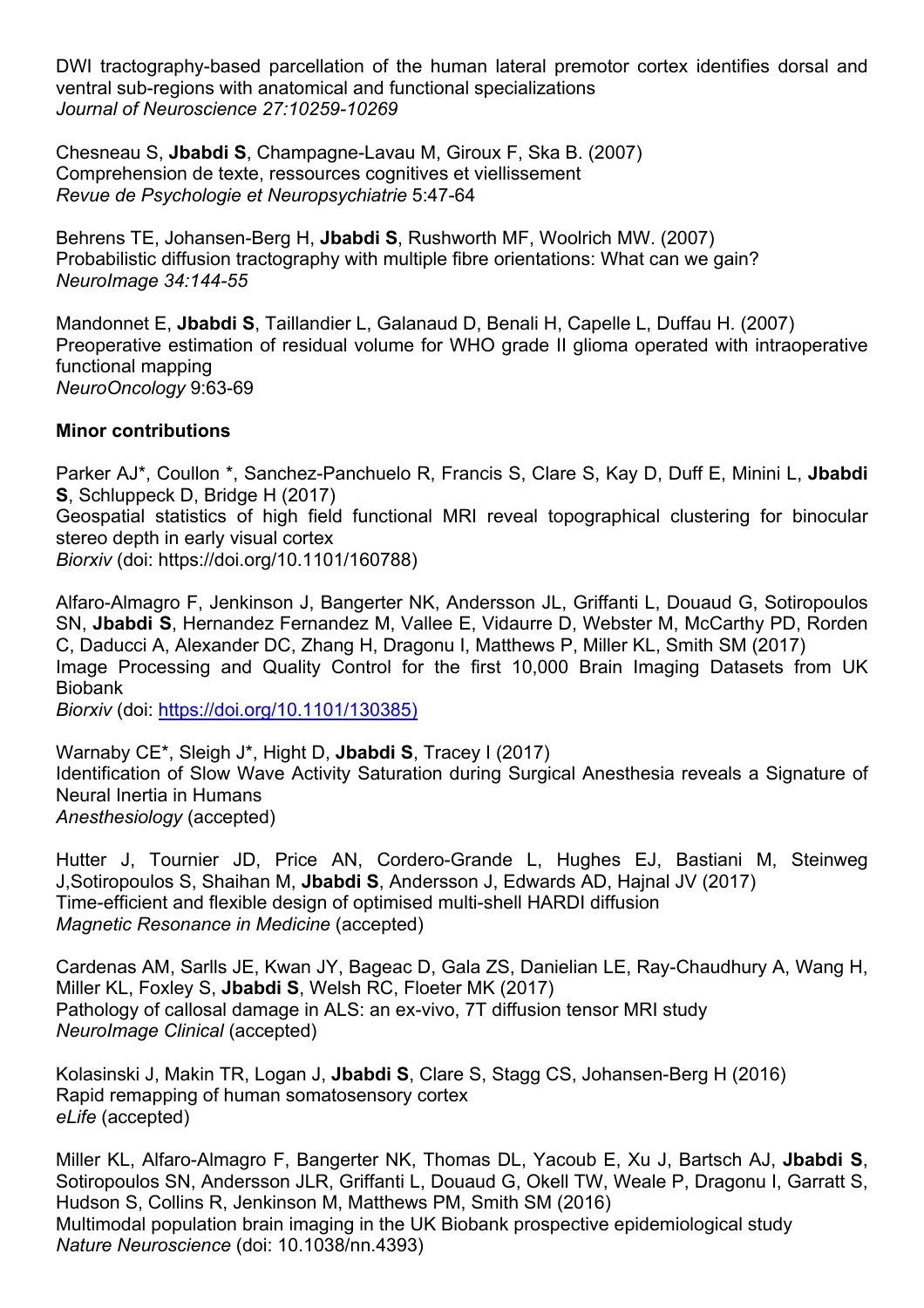DWI tractography-based parcellation of the human lateral premotor cortex identifies dorsal and ventral sub-regions with anatomical and functional specializations
*Journal of Neuroscience 27:10259-10269*

Chesneau S, **Jbabdi S**, Champagne-Lavau M, Giroux F, Ska B. (2007)
Comprehension de texte, ressources cognitives et viellissement
*Revue de Psychologie et Neuropsychiatrie* 5:47-64

Behrens TE, Johansen-Berg H, **Jbabdi S**, Rushworth MF, Woolrich MW. (2007)
Probabilistic diffusion tractography with multiple fibre orientations: What can we gain?
*NeuroImage 34:144-55*

Mandonnet E, **Jbabdi S**, Taillandier L, Galanaud D, Benali H, Capelle L, Duffau H. (2007)
Preoperative estimation of residual volume for WHO grade II glioma operated with intraoperative functional mapping
*NeuroOncology* 9:63-69

**Minor contributions**

Parker AJ*, Coullon *, Sanchez-Panchuelo R, Francis S, Clare S, Kay D, Duff E, Minini L, **Jbabdi S**, Schluppeck D, Bridge H (2017)
Geospatial statistics of high field functional MRI reveal topographical clustering for binocular stereo depth in early visual cortex
*Biorxiv* (doi: https://doi.org/10.1101/160788)

Alfaro-Almagro F, Jenkinson J, Bangerter NK, Andersson JL, Griffanti L, Douaud G, Sotiropoulos SN, **Jbabdi S**, Hernandez Fernandez M, Vallee E, Vidaurre D, Webster M, McCarthy PD, Rorden C, Daducci A, Alexander DC, Zhang H, Dragonu I, Matthews P, Miller KL, Smith SM (2017)
Image Processing and Quality Control for the first 10,000 Brain Imaging Datasets from UK Biobank
*Biorxiv* (doi: https://doi.org/10.1101/130385)

Warnaby CE*, Sleigh J*, Hight D, **Jbabdi S**, Tracey I (2017)
Identification of Slow Wave Activity Saturation during Surgical Anesthesia reveals a Signature of Neural Inertia in Humans
*Anesthesiology* (accepted)

Hutter J, Tournier JD, Price AN, Cordero-Grande L, Hughes EJ, Bastiani M, Steinweg J,Sotiropoulos S, Shaihan M, **Jbabdi S**, Andersson J, Edwards AD, Hajnal JV (2017)
Time-efficient and flexible design of optimised multi-shell HARDI diffusion
*Magnetic Resonance in Medicine* (accepted)

Cardenas AM, Sarlls JE, Kwan JY, Bageac D, Gala ZS, Danielian LE, Ray-Chaudhury A, Wang H, Miller KL, Foxley S, **Jbabdi S**, Welsh RC, Floeter MK (2017)
Pathology of callosal damage in ALS: an ex-vivo, 7T diffusion tensor MRI study
*NeuroImage Clinical* (accepted)

Kolasinski J, Makin TR, Logan J, **Jbabdi S**, Clare S, Stagg CS, Johansen-Berg H (2016)
Rapid remapping of human somatosensory cortex
*eLife* (accepted)

Miller KL, Alfaro-Almagro F, Bangerter NK, Thomas DL, Yacoub E, Xu J, Bartsch AJ, **Jbabdi S**, Sotiropoulos SN, Andersson JLR, Griffanti L, Douaud G, Okell TW, Weale P, Dragonu I, Garratt S, Hudson S, Collins R, Jenkinson M, Matthews PM, Smith SM (2016)
Multimodal population brain imaging in the UK Biobank prospective epidemiological study
*Nature Neuroscience* (doi: 10.1038/nn.4393)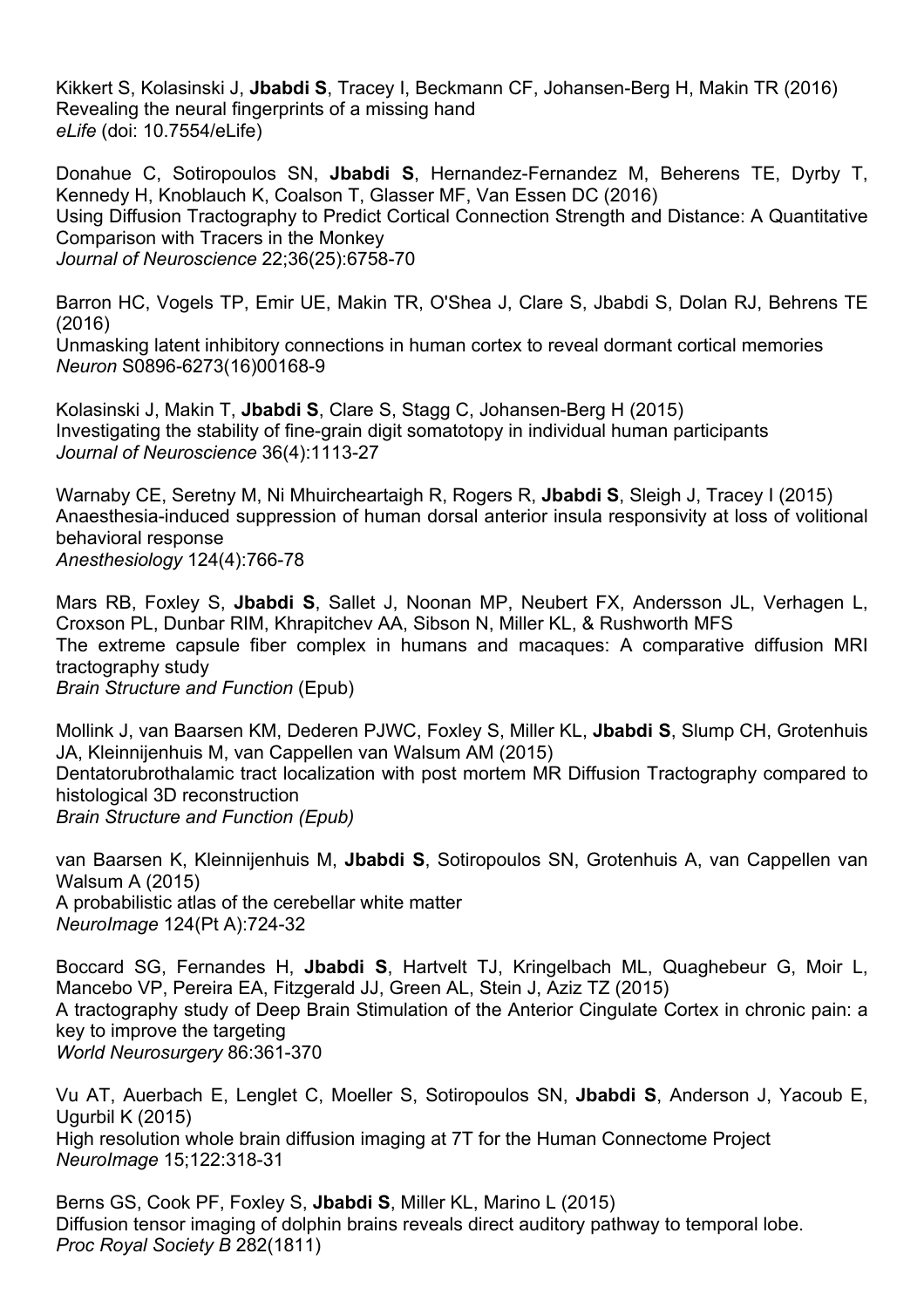Kikkert S, Kolasinski J, **Jbabdi S**, Tracey I, Beckmann CF, Johansen-Berg H, Makin TR (2016)
Revealing the neural fingerprints of a missing hand
*eLife* (doi: 10.7554/eLife)

Donahue C, Sotiropoulos SN, **Jbabdi S**, Hernandez-Fernandez M, Beherens TE, Dyrby T, Kennedy H, Knoblauch K, Coalson T, Glasser MF, Van Essen DC (2016)
Using Diffusion Tractography to Predict Cortical Connection Strength and Distance: A Quantitative Comparison with Tracers in the Monkey
*Journal of Neuroscience* 22;36(25):6758-70

Barron HC, Vogels TP, Emir UE, Makin TR, O'Shea J, Clare S, Jbabdi S, Dolan RJ, Behrens TE (2016)
Unmasking latent inhibitory connections in human cortex to reveal dormant cortical memories
*Neuron* S0896-6273(16)00168-9

Kolasinski J, Makin T, **Jbabdi S**, Clare S, Stagg C, Johansen-Berg H (2015)
Investigating the stability of fine-grain digit somatotopy in individual human participants
*Journal of Neuroscience* 36(4):1113-27

Warnaby CE, Seretny M, Ni Mhuircheartaigh R, Rogers R, **Jbabdi S**, Sleigh J, Tracey I (2015)
Anaesthesia-induced suppression of human dorsal anterior insula responsivity at loss of volitional behavioral response
*Anesthesiology* 124(4):766-78

Mars RB, Foxley S, **Jbabdi S**, Sallet J, Noonan MP, Neubert FX, Andersson JL, Verhagen L, Croxson PL, Dunbar RIM, Khrapitchev AA, Sibson N, Miller KL, & Rushworth MFS
The extreme capsule fiber complex in humans and macaques: A comparative diffusion MRI tractography study
*Brain Structure and Function* (Epub)

Mollink J, van Baarsen KM, Dederen PJWC, Foxley S, Miller KL, **Jbabdi S**, Slump CH, Grotenhuis JA, Kleinnijenhuis M, van Cappellen van Walsum AM (2015)
Dentatorubrothalamic tract localization with post mortem MR Diffusion Tractography compared to histological 3D reconstruction
*Brain Structure and Function (Epub)*

van Baarsen K, Kleinnijenhuis M, **Jbabdi S**, Sotiropoulos SN, Grotenhuis A, van Cappellen van Walsum A (2015)
A probabilistic atlas of the cerebellar white matter
*NeuroImage* 124(Pt A):724-32

Boccard SG, Fernandes H, **Jbabdi S**, Hartvelt TJ, Kringelbach ML, Quaghebeur G, Moir L, Mancebo VP, Pereira EA, Fitzgerald JJ, Green AL, Stein J, Aziz TZ (2015)
A tractography study of Deep Brain Stimulation of the Anterior Cingulate Cortex in chronic pain: a key to improve the targeting
*World Neurosurgery* 86:361-370

Vu AT, Auerbach E, Lenglet C, Moeller S, Sotiropoulos SN, **Jbabdi S**, Anderson J, Yacoub E, Ugurbil K (2015)
High resolution whole brain diffusion imaging at 7T for the Human Connectome Project
*NeuroImage* 15;122:318-31

Berns GS, Cook PF, Foxley S, **Jbabdi S**, Miller KL, Marino L (2015)
Diffusion tensor imaging of dolphin brains reveals direct auditory pathway to temporal lobe.
*Proc Royal Society B* 282(1811)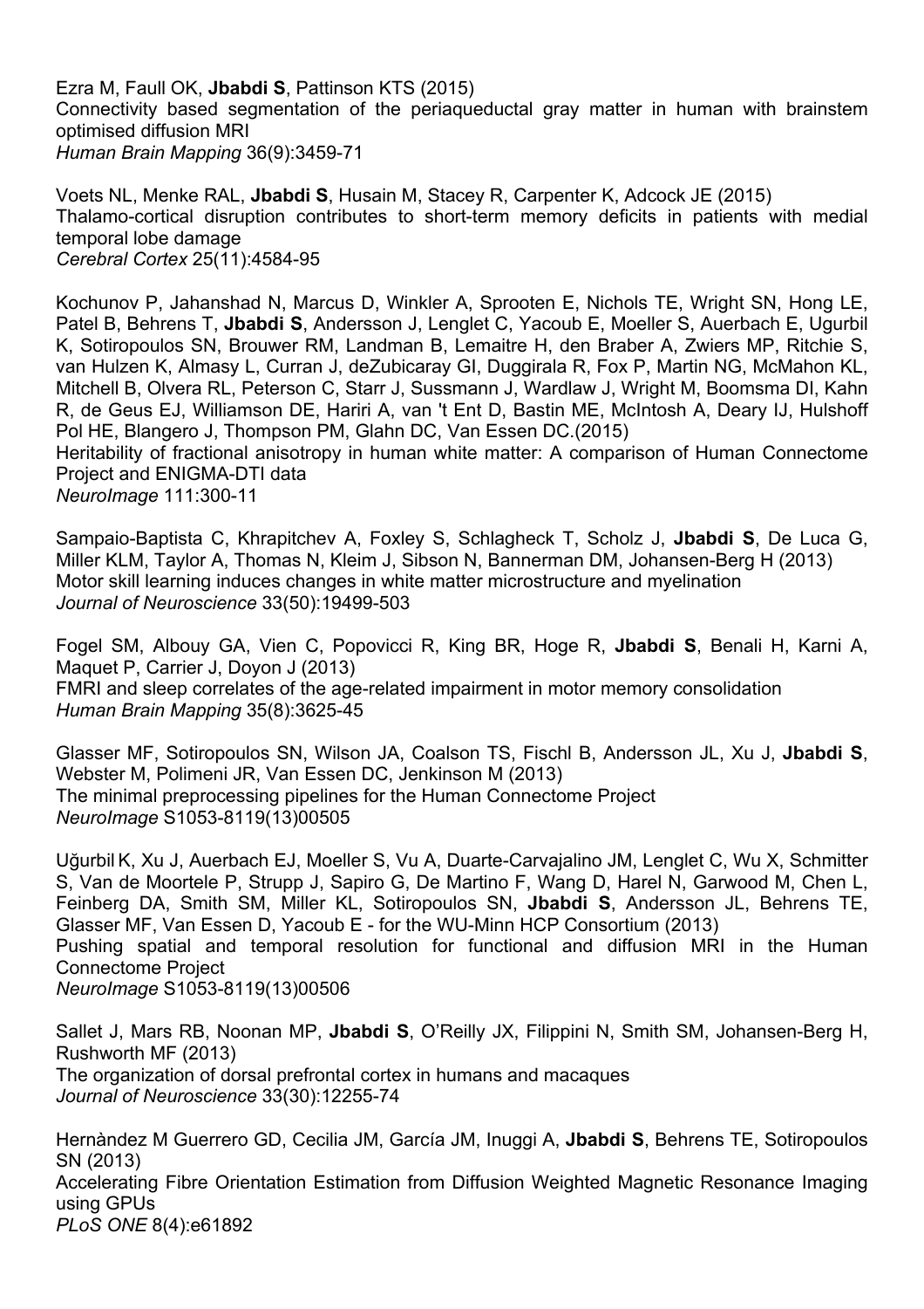Ezra M, Faull OK, **Jbabdi S**, Pattinson KTS (2015)
Connectivity based segmentation of the periaqueductal gray matter in human with brainstem optimised diffusion MRI
*Human Brain Mapping* 36(9):3459-71

Voets NL, Menke RAL, **Jbabdi S**, Husain M, Stacey R, Carpenter K, Adcock JE (2015)
Thalamo-cortical disruption contributes to short-term memory deficits in patients with medial temporal lobe damage
*Cerebral Cortex* 25(11):4584-95

Kochunov P, Jahanshad N, Marcus D, Winkler A, Sprooten E, Nichols TE, Wright SN, Hong LE, Patel B, Behrens T, **Jbabdi S**, Andersson J, Lenglet C, Yacoub E, Moeller S, Auerbach E, Ugurbil K, Sotiropoulos SN, Brouwer RM, Landman B, Lemaitre H, den Braber A, Zwiers MP, Ritchie S, van Hulzen K, Almasy L, Curran J, deZubicaray GI, Duggirala R, Fox P, Martin NG, McMahon KL, Mitchell B, Olvera RL, Peterson C, Starr J, Sussmann J, Wardlaw J, Wright M, Boomsma DI, Kahn R, de Geus EJ, Williamson DE, Hariri A, van 't Ent D, Bastin ME, McIntosh A, Deary IJ, Hulshoff Pol HE, Blangero J, Thompson PM, Glahn DC, Van Essen DC.(2015)
Heritability of fractional anisotropy in human white matter: A comparison of Human Connectome Project and ENIGMA-DTI data
*NeuroImage* 111:300-11

Sampaio-Baptista C, Khrapitchev A, Foxley S, Schlagheck T, Scholz J, **Jbabdi S**, De Luca G, Miller KLM, Taylor A, Thomas N, Kleim J, Sibson N, Bannerman DM, Johansen-Berg H (2013)
Motor skill learning induces changes in white matter microstructure and myelination
*Journal of Neuroscience* 33(50):19499-503

Fogel SM, Albouy GA, Vien C, Popovicci R, King BR, Hoge R, **Jbabdi S**, Benali H, Karni A, Maquet P, Carrier J, Doyon J (2013)
FMRI and sleep correlates of the age-related impairment in motor memory consolidation
*Human Brain Mapping* 35(8):3625-45

Glasser MF, Sotiropoulos SN, Wilson JA, Coalson TS, Fischl B, Andersson JL, Xu J, **Jbabdi S**, Webster M, Polimeni JR, Van Essen DC, Jenkinson M (2013)
The minimal preprocessing pipelines for the Human Connectome Project
*NeuroImage* S1053-8119(13)00505

Uğurbil K, Xu J, Auerbach EJ, Moeller S, Vu A, Duarte-Carvajalino JM, Lenglet C, Wu X, Schmitter S, Van de Moortele P, Strupp J, Sapiro G, De Martino F, Wang D, Harel N, Garwood M, Chen L, Feinberg DA, Smith SM, Miller KL, Sotiropoulos SN, **Jbabdi S**, Andersson JL, Behrens TE, Glasser MF, Van Essen D, Yacoub E - for the WU-Minn HCP Consortium (2013)
Pushing spatial and temporal resolution for functional and diffusion MRI in the Human Connectome Project
*NeuroImage* S1053-8119(13)00506

Sallet J, Mars RB, Noonan MP, **Jbabdi S**, O'Reilly JX, Filippini N, Smith SM, Johansen-Berg H, Rushworth MF (2013)
The organization of dorsal prefrontal cortex in humans and macaques
*Journal of Neuroscience* 33(30):12255-74

Hernàndez M Guerrero GD, Cecilia JM, García JM, Inuggi A, **Jbabdi S**, Behrens TE, Sotiropoulos SN (2013)
Accelerating Fibre Orientation Estimation from Diffusion Weighted Magnetic Resonance Imaging using GPUs
*PLoS ONE* 8(4):e61892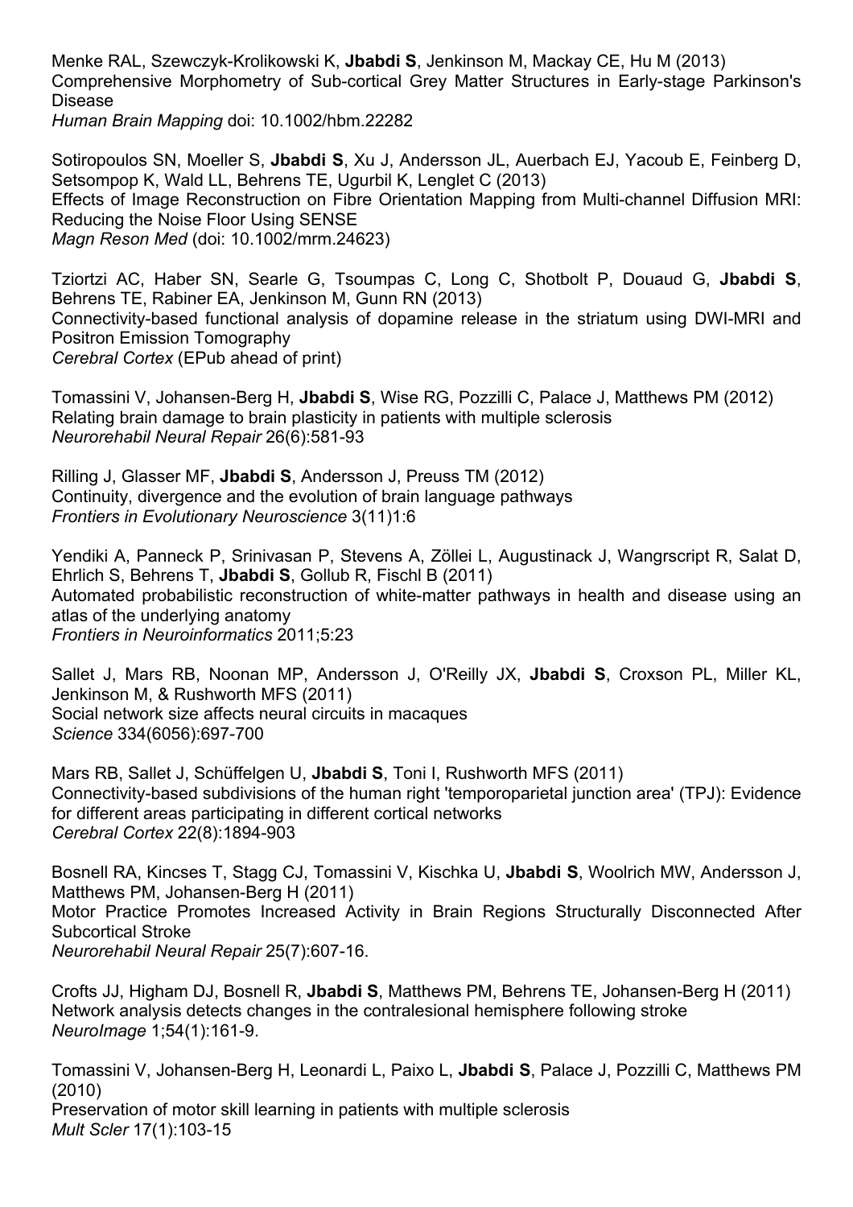Menke RAL, Szewczyk-Krolikowski K, **Jbabdi S**, Jenkinson M, Mackay CE, Hu M (2013)
Comprehensive Morphometry of Sub-cortical Grey Matter Structures in Early-stage Parkinson's Disease
*Human Brain Mapping* doi: 10.1002/hbm.22282

Sotiropoulos SN, Moeller S, **Jbabdi S**, Xu J, Andersson JL, Auerbach EJ, Yacoub E, Feinberg D, Setsompop K, Wald LL, Behrens TE, Ugurbil K, Lenglet C (2013)
Effects of Image Reconstruction on Fibre Orientation Mapping from Multi-channel Diffusion MRI: Reducing the Noise Floor Using SENSE
*Magn Reson Med* (doi: 10.1002/mrm.24623)

Tziortzi AC, Haber SN, Searle G, Tsoumpas C, Long C, Shotbolt P, Douaud G, **Jbabdi S**, Behrens TE, Rabiner EA, Jenkinson M, Gunn RN (2013)
Connectivity-based functional analysis of dopamine release in the striatum using DWI-MRI and Positron Emission Tomography
*Cerebral Cortex* (EPub ahead of print)

Tomassini V, Johansen-Berg H, **Jbabdi S**, Wise RG, Pozzilli C, Palace J, Matthews PM (2012)
Relating brain damage to brain plasticity in patients with multiple sclerosis
*Neurorehabil Neural Repair* 26(6):581-93

Rilling J, Glasser MF, **Jbabdi S**, Andersson J, Preuss TM (2012)
Continuity, divergence and the evolution of brain language pathways
*Frontiers in Evolutionary Neuroscience* 3(11)1:6

Yendiki A, Panneck P, Srinivasan P, Stevens A, Zöllei L, Augustinack J, Wangrscript R, Salat D, Ehrlich S, Behrens T, **Jbabdi S**, Gollub R, Fischl B (2011)
Automated probabilistic reconstruction of white-matter pathways in health and disease using an atlas of the underlying anatomy
*Frontiers in Neuroinformatics* 2011;5:23

Sallet J, Mars RB, Noonan MP, Andersson J, O'Reilly JX, **Jbabdi S**, Croxson PL, Miller KL, Jenkinson M, & Rushworth MFS (2011)
Social network size affects neural circuits in macaques
*Science* 334(6056):697-700

Mars RB, Sallet J, Schüffelgen U, **Jbabdi S**, Toni I, Rushworth MFS (2011)
Connectivity-based subdivisions of the human right 'temporoparietal junction area' (TPJ): Evidence for different areas participating in different cortical networks
*Cerebral Cortex* 22(8):1894-903

Bosnell RA, Kincses T, Stagg CJ, Tomassini V, Kischka U, **Jbabdi S**, Woolrich MW, Andersson J, Matthews PM, Johansen-Berg H (2011)
Motor Practice Promotes Increased Activity in Brain Regions Structurally Disconnected After Subcortical Stroke
*Neurorehabil Neural Repair* 25(7):607-16.

Crofts JJ, Higham DJ, Bosnell R, **Jbabdi S**, Matthews PM, Behrens TE, Johansen-Berg H (2011)
Network analysis detects changes in the contralesional hemisphere following stroke
*NeuroImage* 1;54(1):161-9.

Tomassini V, Johansen-Berg H, Leonardi L, Paixo L, **Jbabdi S**, Palace J, Pozzilli C, Matthews PM (2010)
Preservation of motor skill learning in patients with multiple sclerosis
*Mult Scler* 17(1):103-15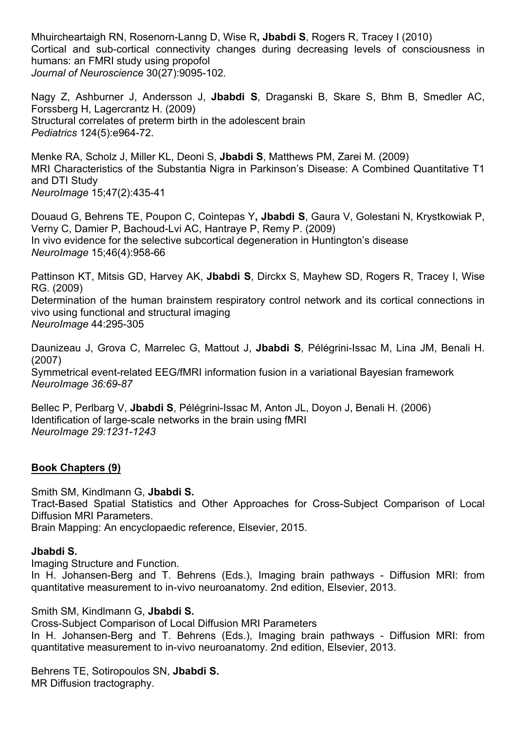Mhuircheartaigh RN, Rosenorn-Lanng D, Wise R**, Jbabdi S**, Rogers R, Tracey I (2010)
Cortical and sub-cortical connectivity changes during decreasing levels of consciousness in humans: an FMRI study using propofol
*Journal of Neuroscience* 30(27):9095-102.

Nagy Z, Ashburner J, Andersson J, **Jbabdi S**, Draganski B, Skare S, Bhm B, Smedler AC, Forssberg H, Lagercrantz H. (2009)
Structural correlates of preterm birth in the adolescent brain
*Pediatrics* 124(5):e964-72.

Menke RA, Scholz J, Miller KL, Deoni S, **Jbabdi S**, Matthews PM, Zarei M. (2009)
MRI Characteristics of the Substantia Nigra in Parkinson's Disease: A Combined Quantitative T1 and DTI Study
*NeuroImage* 15;47(2):435-41

Douaud G, Behrens TE, Poupon C, Cointepas Y**, Jbabdi S**, Gaura V, Golestani N, Krystkowiak P, Verny C, Damier P, Bachoud-Lvi AC, Hantraye P, Remy P. (2009)
In vivo evidence for the selective subcortical degeneration in Huntington's disease
*NeuroImage* 15;46(4):958-66

Pattinson KT, Mitsis GD, Harvey AK, **Jbabdi S**, Dirckx S, Mayhew SD, Rogers R, Tracey I, Wise RG. (2009)
Determination of the human brainstem respiratory control network and its cortical connections in vivo using functional and structural imaging
*NeuroImage* 44:295-305

Daunizeau J, Grova C, Marrelec G, Mattout J, **Jbabdi S**, Pélégrini-Issac M, Lina JM, Benali H. (2007)
Symmetrical event-related EEG/fMRI information fusion in a variational Bayesian framework
*NeuroImage 36:69-87*

Bellec P, Perlbarg V, **Jbabdi S**, Pélégrini-Issac M, Anton JL, Doyon J, Benali H. (2006)
Identification of large-scale networks in the brain using fMRI
*NeuroImage 29:1231-1243*

## Book Chapters (9)

Smith SM, Kindlmann G, **Jbabdi S.**
Tract-Based Spatial Statistics and Other Approaches for Cross-Subject Comparison of Local Diffusion MRI Parameters.
Brain Mapping: An encyclopaedic reference, Elsevier, 2015.

**Jbabdi S.**
Imaging Structure and Function.
In H. Johansen-Berg and T. Behrens (Eds.), Imaging brain pathways - Diffusion MRI: from quantitative measurement to in-vivo neuroanatomy. 2nd edition, Elsevier, 2013.

Smith SM, Kindlmann G, **Jbabdi S.**
Cross-Subject Comparison of Local Diffusion MRI Parameters
In H. Johansen-Berg and T. Behrens (Eds.), Imaging brain pathways - Diffusion MRI: from quantitative measurement to in-vivo neuroanatomy. 2nd edition, Elsevier, 2013.

Behrens TE, Sotiropoulos SN, **Jbabdi S.**
MR Diffusion tractography.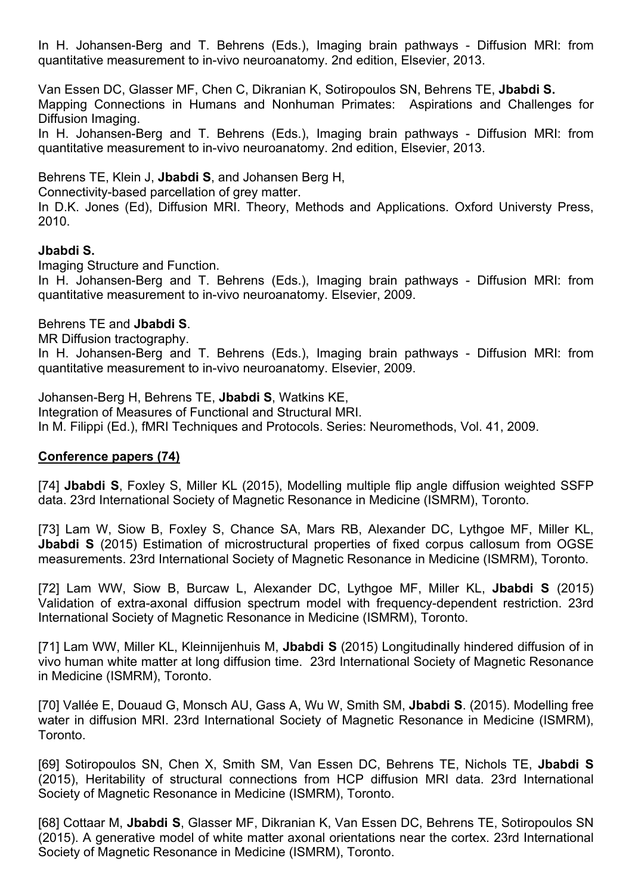In H. Johansen-Berg and T. Behrens (Eds.), Imaging brain pathways - Diffusion MRI: from quantitative measurement to in-vivo neuroanatomy. 2nd edition, Elsevier, 2013.

Van Essen DC, Glasser MF, Chen C, Dikranian K, Sotiropoulos SN, Behrens TE, **Jbabdi S.**
Mapping Connections in Humans and Nonhuman Primates: Aspirations and Challenges for Diffusion Imaging.
In H. Johansen-Berg and T. Behrens (Eds.), Imaging brain pathways - Diffusion MRI: from quantitative measurement to in-vivo neuroanatomy. 2nd edition, Elsevier, 2013.

Behrens TE, Klein J, **Jbabdi S**, and Johansen Berg H,
Connectivity-based parcellation of grey matter.
In D.K. Jones (Ed), Diffusion MRI. Theory, Methods and Applications. Oxford Universty Press, 2010.

**Jbabdi S.**
Imaging Structure and Function.
In H. Johansen-Berg and T. Behrens (Eds.), Imaging brain pathways - Diffusion MRI: from quantitative measurement to in-vivo neuroanatomy. Elsevier, 2009.

Behrens TE and **Jbabdi S**.
MR Diffusion tractography.
In H. Johansen-Berg and T. Behrens (Eds.), Imaging brain pathways - Diffusion MRI: from quantitative measurement to in-vivo neuroanatomy. Elsevier, 2009.

Johansen-Berg H, Behrens TE, **Jbabdi S**, Watkins KE,
Integration of Measures of Functional and Structural MRI.
In M. Filippi (Ed.), fMRI Techniques and Protocols. Series: Neuromethods, Vol. 41, 2009.

**Conference papers (74)**

[74] **Jbabdi S**, Foxley S, Miller KL (2015), Modelling multiple flip angle diffusion weighted SSFP data. 23rd International Society of Magnetic Resonance in Medicine (ISMRM), Toronto.

[73] Lam W, Siow B, Foxley S, Chance SA, Mars RB, Alexander DC, Lythgoe MF, Miller KL, **Jbabdi S** (2015) Estimation of microstructural properties of fixed corpus callosum from OGSE measurements. 23rd International Society of Magnetic Resonance in Medicine (ISMRM), Toronto.

[72] Lam WW, Siow B, Burcaw L, Alexander DC, Lythgoe MF, Miller KL, **Jbabdi S** (2015) Validation of extra-axonal diffusion spectrum model with frequency-dependent restriction. 23rd International Society of Magnetic Resonance in Medicine (ISMRM), Toronto.

[71] Lam WW, Miller KL, Kleinnijenhuis M, **Jbabdi S** (2015) Longitudinally hindered diffusion of in vivo human white matter at long diffusion time. 23rd International Society of Magnetic Resonance in Medicine (ISMRM), Toronto.

[70] Vallée E, Douaud G, Monsch AU, Gass A, Wu W, Smith SM, **Jbabdi S**. (2015). Modelling free water in diffusion MRI. 23rd International Society of Magnetic Resonance in Medicine (ISMRM), Toronto.

[69] Sotiropoulos SN, Chen X, Smith SM, Van Essen DC, Behrens TE, Nichols TE, **Jbabdi S** (2015), Heritability of structural connections from HCP diffusion MRI data. 23rd International Society of Magnetic Resonance in Medicine (ISMRM), Toronto.

[68] Cottaar M, **Jbabdi S**, Glasser MF, Dikranian K, Van Essen DC, Behrens TE, Sotiropoulos SN (2015). A generative model of white matter axonal orientations near the cortex. 23rd International Society of Magnetic Resonance in Medicine (ISMRM), Toronto.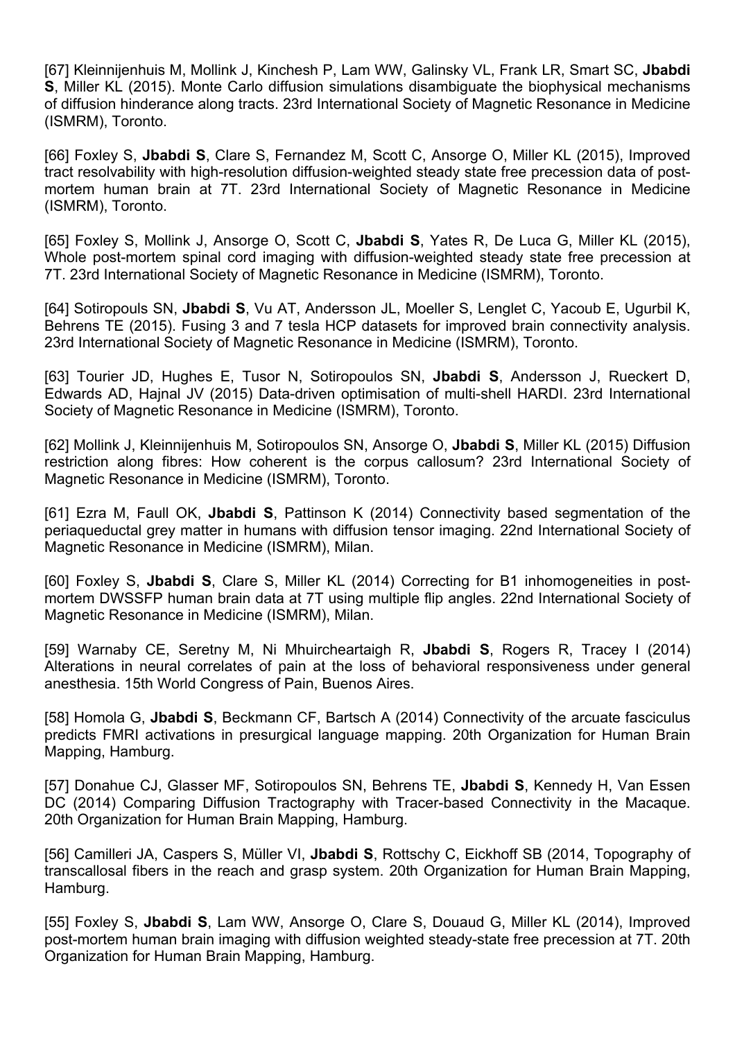[67] Kleinnijenhuis M, Mollink J, Kinchesh P, Lam WW, Galinsky VL, Frank LR, Smart SC, **Jbabdi S**, Miller KL (2015). Monte Carlo diffusion simulations disambiguate the biophysical mechanisms of diffusion hinderance along tracts. 23rd International Society of Magnetic Resonance in Medicine (ISMRM), Toronto.

[66] Foxley S, **Jbabdi S**, Clare S, Fernandez M, Scott C, Ansorge O, Miller KL (2015), Improved tract resolvability with high-resolution diffusion-weighted steady state free precession data of post-mortem human brain at 7T. 23rd International Society of Magnetic Resonance in Medicine (ISMRM), Toronto.

[65] Foxley S, Mollink J, Ansorge O, Scott C, **Jbabdi S**, Yates R, De Luca G, Miller KL (2015), Whole post-mortem spinal cord imaging with diffusion-weighted steady state free precession at 7T. 23rd International Society of Magnetic Resonance in Medicine (ISMRM), Toronto.

[64] Sotiropouls SN, **Jbabdi S**, Vu AT, Andersson JL, Moeller S, Lenglet C, Yacoub E, Ugurbil K, Behrens TE (2015). Fusing 3 and 7 tesla HCP datasets for improved brain connectivity analysis. 23rd International Society of Magnetic Resonance in Medicine (ISMRM), Toronto.

[63] Tourier JD, Hughes E, Tusor N, Sotiropoulos SN, **Jbabdi S**, Andersson J, Rueckert D, Edwards AD, Hajnal JV (2015) Data-driven optimisation of multi-shell HARDI. 23rd International Society of Magnetic Resonance in Medicine (ISMRM), Toronto.

[62] Mollink J, Kleinnijenhuis M, Sotiropoulos SN, Ansorge O, **Jbabdi S**, Miller KL (2015) Diffusion restriction along fibres: How coherent is the corpus callosum? 23rd International Society of Magnetic Resonance in Medicine (ISMRM), Toronto.

[61] Ezra M, Faull OK, **Jbabdi S**, Pattinson K (2014) Connectivity based segmentation of the periaqueductal grey matter in humans with diffusion tensor imaging. 22nd International Society of Magnetic Resonance in Medicine (ISMRM), Milan.

[60] Foxley S, **Jbabdi S**, Clare S, Miller KL (2014) Correcting for B1 inhomogeneities in post-mortem DWSSFP human brain data at 7T using multiple flip angles. 22nd International Society of Magnetic Resonance in Medicine (ISMRM), Milan.

[59] Warnaby CE, Seretny M, Ni Mhuircheartaigh R, **Jbabdi S**, Rogers R, Tracey I (2014) Alterations in neural correlates of pain at the loss of behavioral responsiveness under general anesthesia. 15th World Congress of Pain, Buenos Aires.

[58] Homola G, **Jbabdi S**, Beckmann CF, Bartsch A (2014) Connectivity of the arcuate fasciculus predicts FMRI activations in presurgical language mapping. 20th Organization for Human Brain Mapping, Hamburg.

[57] Donahue CJ, Glasser MF, Sotiropoulos SN, Behrens TE, **Jbabdi S**, Kennedy H, Van Essen DC (2014) Comparing Diffusion Tractography with Tracer-based Connectivity in the Macaque. 20th Organization for Human Brain Mapping, Hamburg.

[56] Camilleri JA, Caspers S, Müller VI, **Jbabdi S**, Rottschy C, Eickhoff SB (2014, Topography of transcallosal fibers in the reach and grasp system. 20th Organization for Human Brain Mapping, Hamburg.

[55] Foxley S, **Jbabdi S**, Lam WW, Ansorge O, Clare S, Douaud G, Miller KL (2014), Improved post-mortem human brain imaging with diffusion weighted steady-state free precession at 7T. 20th Organization for Human Brain Mapping, Hamburg.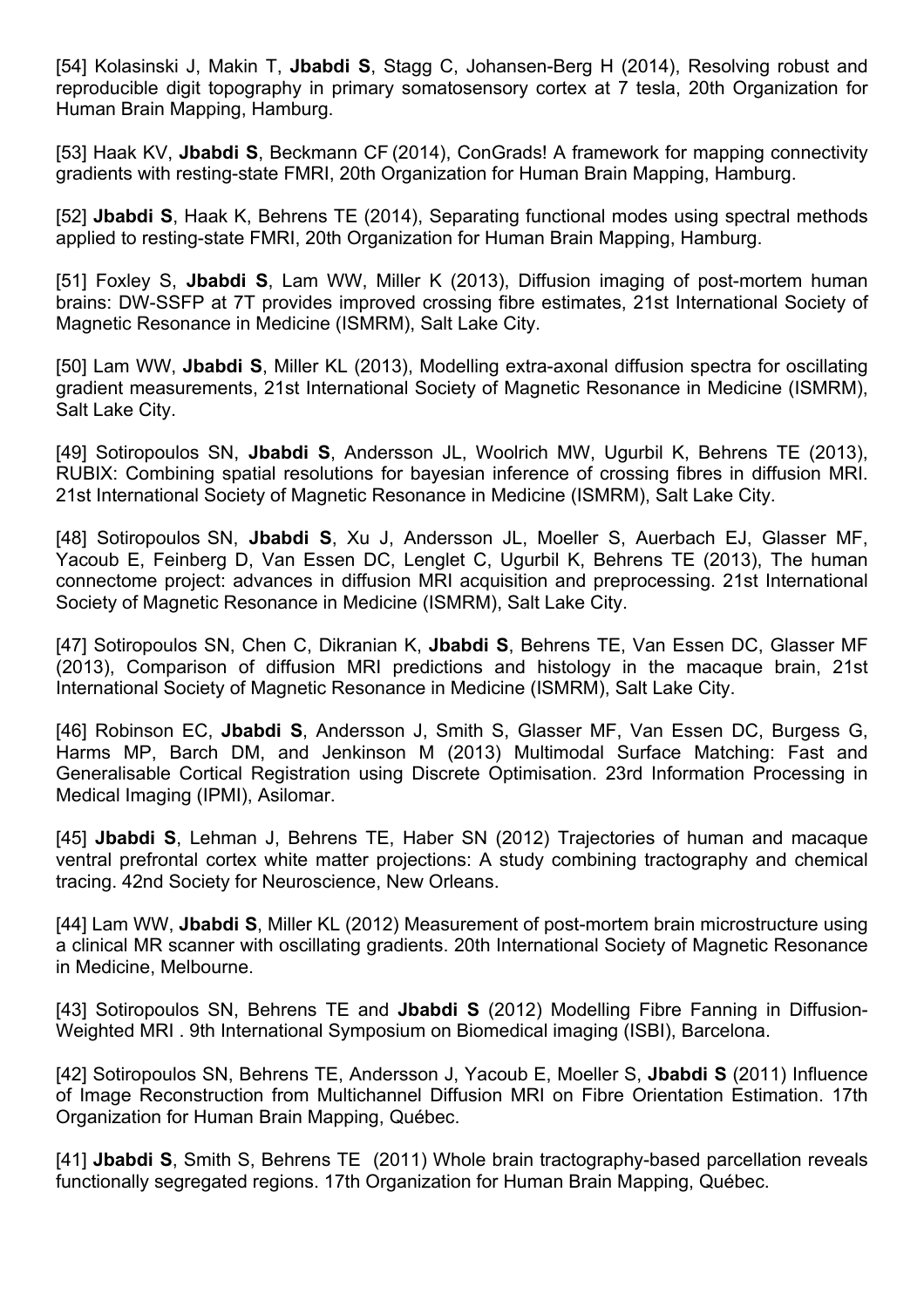[54] Kolasinski J, Makin T, **Jbabdi S**, Stagg C, Johansen-Berg H (2014), Resolving robust and reproducible digit topography in primary somatosensory cortex at 7 tesla, 20th Organization for Human Brain Mapping, Hamburg.

[53] Haak KV, **Jbabdi S**, Beckmann CF (2014), ConGrads! A framework for mapping connectivity gradients with resting-state FMRI, 20th Organization for Human Brain Mapping, Hamburg.

[52] **Jbabdi S**, Haak K, Behrens TE (2014), Separating functional modes using spectral methods applied to resting-state FMRI, 20th Organization for Human Brain Mapping, Hamburg.

[51] Foxley S, **Jbabdi S**, Lam WW, Miller K (2013), Diffusion imaging of post-mortem human brains: DW-SSFP at 7T provides improved crossing fibre estimates, 21st International Society of Magnetic Resonance in Medicine (ISMRM), Salt Lake City.

[50] Lam WW, **Jbabdi S**, Miller KL (2013), Modelling extra-axonal diffusion spectra for oscillating gradient measurements, 21st International Society of Magnetic Resonance in Medicine (ISMRM), Salt Lake City.

[49] Sotiropoulos SN, **Jbabdi S**, Andersson JL, Woolrich MW, Ugurbil K, Behrens TE (2013), RUBIX: Combining spatial resolutions for bayesian inference of crossing fibres in diffusion MRI. 21st International Society of Magnetic Resonance in Medicine (ISMRM), Salt Lake City.

[48] Sotiropoulos SN, **Jbabdi S**, Xu J, Andersson JL, Moeller S, Auerbach EJ, Glasser MF, Yacoub E, Feinberg D, Van Essen DC, Lenglet C, Ugurbil K, Behrens TE (2013), The human connectome project: advances in diffusion MRI acquisition and preprocessing. 21st International Society of Magnetic Resonance in Medicine (ISMRM), Salt Lake City.

[47] Sotiropoulos SN, Chen C, Dikranian K, **Jbabdi S**, Behrens TE, Van Essen DC, Glasser MF (2013), Comparison of diffusion MRI predictions and histology in the macaque brain, 21st International Society of Magnetic Resonance in Medicine (ISMRM), Salt Lake City.

[46] Robinson EC, **Jbabdi S**, Andersson J, Smith S, Glasser MF, Van Essen DC, Burgess G, Harms MP, Barch DM, and Jenkinson M (2013) Multimodal Surface Matching: Fast and Generalisable Cortical Registration using Discrete Optimisation. 23rd Information Processing in Medical Imaging (IPMI), Asilomar.

[45] **Jbabdi S**, Lehman J, Behrens TE, Haber SN (2012) Trajectories of human and macaque ventral prefrontal cortex white matter projections: A study combining tractography and chemical tracing. 42nd Society for Neuroscience, New Orleans.

[44] Lam WW, **Jbabdi S**, Miller KL (2012) Measurement of post-mortem brain microstructure using a clinical MR scanner with oscillating gradients. 20th International Society of Magnetic Resonance in Medicine, Melbourne.

[43] Sotiropoulos SN, Behrens TE and **Jbabdi S** (2012) Modelling Fibre Fanning in Diffusion-Weighted MRI . 9th International Symposium on Biomedical imaging (ISBI), Barcelona.

[42] Sotiropoulos SN, Behrens TE, Andersson J, Yacoub E, Moeller S, **Jbabdi S** (2011) Influence of Image Reconstruction from Multichannel Diffusion MRI on Fibre Orientation Estimation. 17th Organization for Human Brain Mapping, Québec.

[41] **Jbabdi S**, Smith S, Behrens TE (2011) Whole brain tractography-based parcellation reveals functionally segregated regions. 17th Organization for Human Brain Mapping, Québec.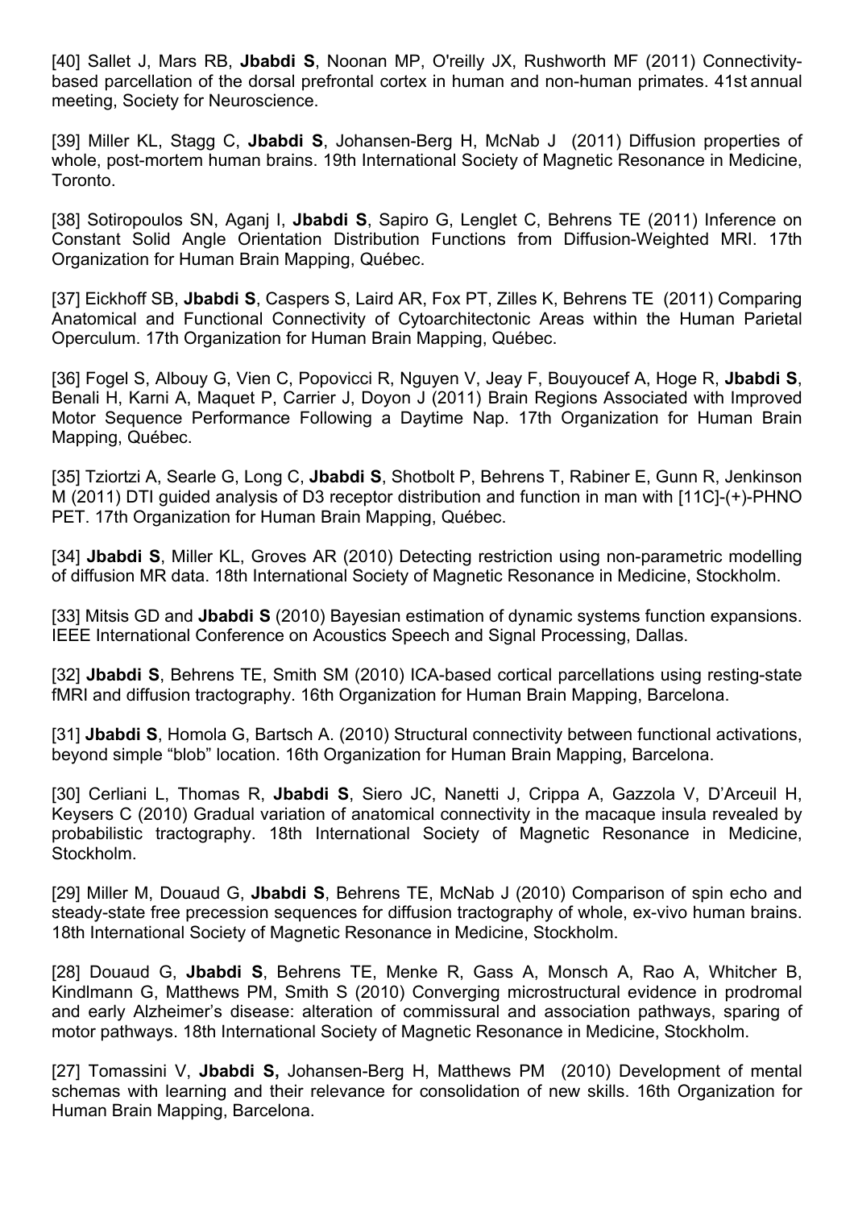[40] Sallet J, Mars RB, **Jbabdi S**, Noonan MP, O'reilly JX, Rushworth MF (2011) Connectivity-based parcellation of the dorsal prefrontal cortex in human and non-human primates. 41st annual meeting, Society for Neuroscience.

[39] Miller KL, Stagg C, **Jbabdi S**, Johansen-Berg H, McNab J (2011) Diffusion properties of whole, post-mortem human brains. 19th International Society of Magnetic Resonance in Medicine, Toronto.

[38] Sotiropoulos SN, Aganj I, **Jbabdi S**, Sapiro G, Lenglet C, Behrens TE (2011) Inference on Constant Solid Angle Orientation Distribution Functions from Diffusion-Weighted MRI. 17th Organization for Human Brain Mapping, Québec.

[37] Eickhoff SB, **Jbabdi S**, Caspers S, Laird AR, Fox PT, Zilles K, Behrens TE (2011) Comparing Anatomical and Functional Connectivity of Cytoarchitectonic Areas within the Human Parietal Operculum. 17th Organization for Human Brain Mapping, Québec.

[36] Fogel S, Albouy G, Vien C, Popovicci R, Nguyen V, Jeay F, Bouyoucef A, Hoge R, **Jbabdi S**, Benali H, Karni A, Maquet P, Carrier J, Doyon J (2011) Brain Regions Associated with Improved Motor Sequence Performance Following a Daytime Nap. 17th Organization for Human Brain Mapping, Québec.

[35] Tziortzi A, Searle G, Long C, **Jbabdi S**, Shotbolt P, Behrens T, Rabiner E, Gunn R, Jenkinson M (2011) DTI guided analysis of D3 receptor distribution and function in man with [11C]-(+)-PHNO PET. 17th Organization for Human Brain Mapping, Québec.

[34] **Jbabdi S**, Miller KL, Groves AR (2010) Detecting restriction using non-parametric modelling of diffusion MR data. 18th International Society of Magnetic Resonance in Medicine, Stockholm.

[33] Mitsis GD and **Jbabdi S** (2010) Bayesian estimation of dynamic systems function expansions. IEEE International Conference on Acoustics Speech and Signal Processing, Dallas.

[32] **Jbabdi S**, Behrens TE, Smith SM (2010) ICA-based cortical parcellations using resting-state fMRI and diffusion tractography. 16th Organization for Human Brain Mapping, Barcelona.

[31] **Jbabdi S**, Homola G, Bartsch A. (2010) Structural connectivity between functional activations, beyond simple "blob" location. 16th Organization for Human Brain Mapping, Barcelona.

[30] Cerliani L, Thomas R, **Jbabdi S**, Siero JC, Nanetti J, Crippa A, Gazzola V, D'Arceuil H, Keysers C (2010) Gradual variation of anatomical connectivity in the macaque insula revealed by probabilistic tractography. 18th International Society of Magnetic Resonance in Medicine, Stockholm.

[29] Miller M, Douaud G, **Jbabdi S**, Behrens TE, McNab J (2010) Comparison of spin echo and steady-state free precession sequences for diffusion tractography of whole, ex-vivo human brains. 18th International Society of Magnetic Resonance in Medicine, Stockholm.

[28] Douaud G, **Jbabdi S**, Behrens TE, Menke R, Gass A, Monsch A, Rao A, Whitcher B, Kindlmann G, Matthews PM, Smith S (2010) Converging microstructural evidence in prodromal and early Alzheimer's disease: alteration of commissural and association pathways, sparing of motor pathways. 18th International Society of Magnetic Resonance in Medicine, Stockholm.

[27] Tomassini V, **Jbabdi S,** Johansen-Berg H, Matthews PM (2010) Development of mental schemas with learning and their relevance for consolidation of new skills. 16th Organization for Human Brain Mapping, Barcelona.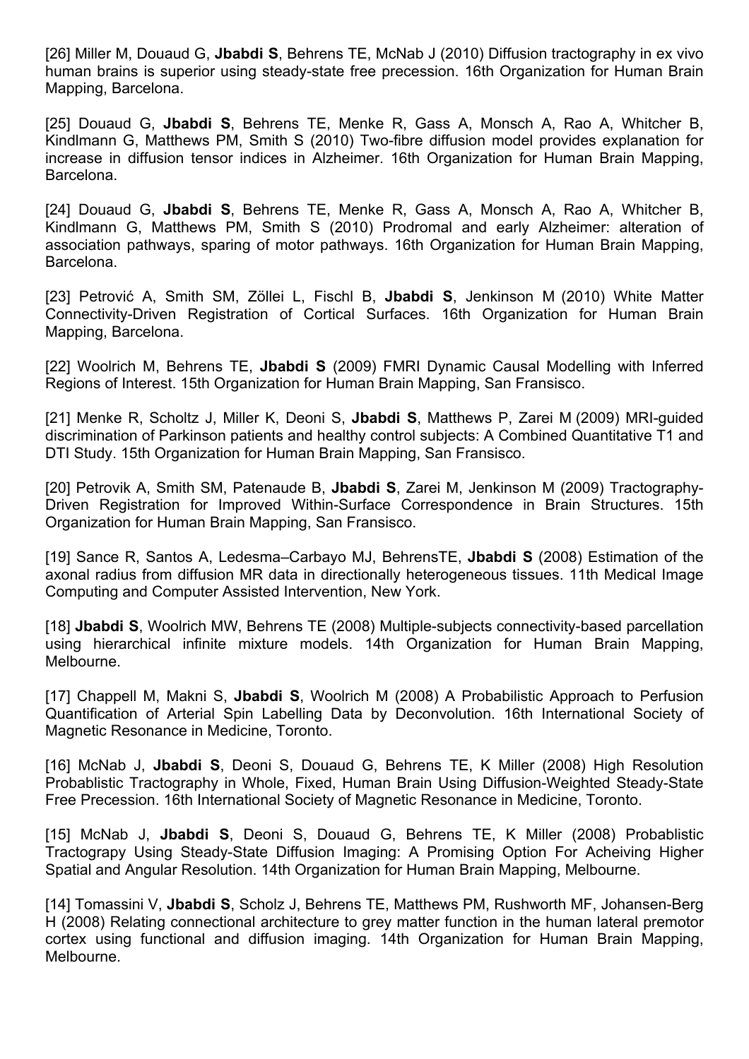[26] Miller M, Douaud G, **Jbabdi S**, Behrens TE, McNab J (2010) Diffusion tractography in ex vivo human brains is superior using steady-state free precession. 16th Organization for Human Brain Mapping, Barcelona.

[25] Douaud G, **Jbabdi S**, Behrens TE, Menke R, Gass A, Monsch A, Rao A, Whitcher B, Kindlmann G, Matthews PM, Smith S (2010) Two-fibre diffusion model provides explanation for increase in diffusion tensor indices in Alzheimer. 16th Organization for Human Brain Mapping, Barcelona.

[24] Douaud G, **Jbabdi S**, Behrens TE, Menke R, Gass A, Monsch A, Rao A, Whitcher B, Kindlmann G, Matthews PM, Smith S (2010) Prodromal and early Alzheimer: alteration of association pathways, sparing of motor pathways. 16th Organization for Human Brain Mapping, Barcelona.

[23] Petrović A, Smith SM, Zöllei L, Fischl B, **Jbabdi S**, Jenkinson M (2010) White Matter Connectivity-Driven Registration of Cortical Surfaces. 16th Organization for Human Brain Mapping, Barcelona.

[22] Woolrich M, Behrens TE, **Jbabdi S** (2009) FMRI Dynamic Causal Modelling with Inferred Regions of Interest. 15th Organization for Human Brain Mapping, San Fransisco.

[21] Menke R, Scholtz J, Miller K, Deoni S, **Jbabdi S**, Matthews P, Zarei M (2009) MRI-guided discrimination of Parkinson patients and healthy control subjects: A Combined Quantitative T1 and DTI Study. 15th Organization for Human Brain Mapping, San Fransisco.

[20] Petrovik A, Smith SM, Patenaude B, **Jbabdi S**, Zarei M, Jenkinson M (2009) Tractography-Driven Registration for Improved Within-Surface Correspondence in Brain Structures. 15th Organization for Human Brain Mapping, San Fransisco.

[19] Sance R, Santos A, Ledesma–Carbayo MJ, BehrensTE, **Jbabdi S** (2008) Estimation of the axonal radius from diffusion MR data in directionally heterogeneous tissues. 11th Medical Image Computing and Computer Assisted Intervention, New York.

[18] **Jbabdi S**, Woolrich MW, Behrens TE (2008) Multiple-subjects connectivity-based parcellation using hierarchical infinite mixture models. 14th Organization for Human Brain Mapping, Melbourne.

[17] Chappell M, Makni S, **Jbabdi S**, Woolrich M (2008) A Probabilistic Approach to Perfusion Quantification of Arterial Spin Labelling Data by Deconvolution. 16th International Society of Magnetic Resonance in Medicine, Toronto.

[16] McNab J, **Jbabdi S**, Deoni S, Douaud G, Behrens TE, K Miller (2008) High Resolution Probablistic Tractography in Whole, Fixed, Human Brain Using Diffusion-Weighted Steady-State Free Precession. 16th International Society of Magnetic Resonance in Medicine, Toronto.

[15] McNab J, **Jbabdi S**, Deoni S, Douaud G, Behrens TE, K Miller (2008) Probablistic Tractograpy Using Steady-State Diffusion Imaging: A Promising Option For Acheiving Higher Spatial and Angular Resolution. 14th Organization for Human Brain Mapping, Melbourne.

[14] Tomassini V, **Jbabdi S**, Scholz J, Behrens TE, Matthews PM, Rushworth MF, Johansen-Berg H (2008) Relating connectional architecture to grey matter function in the human lateral premotor cortex using functional and diffusion imaging. 14th Organization for Human Brain Mapping, Melbourne.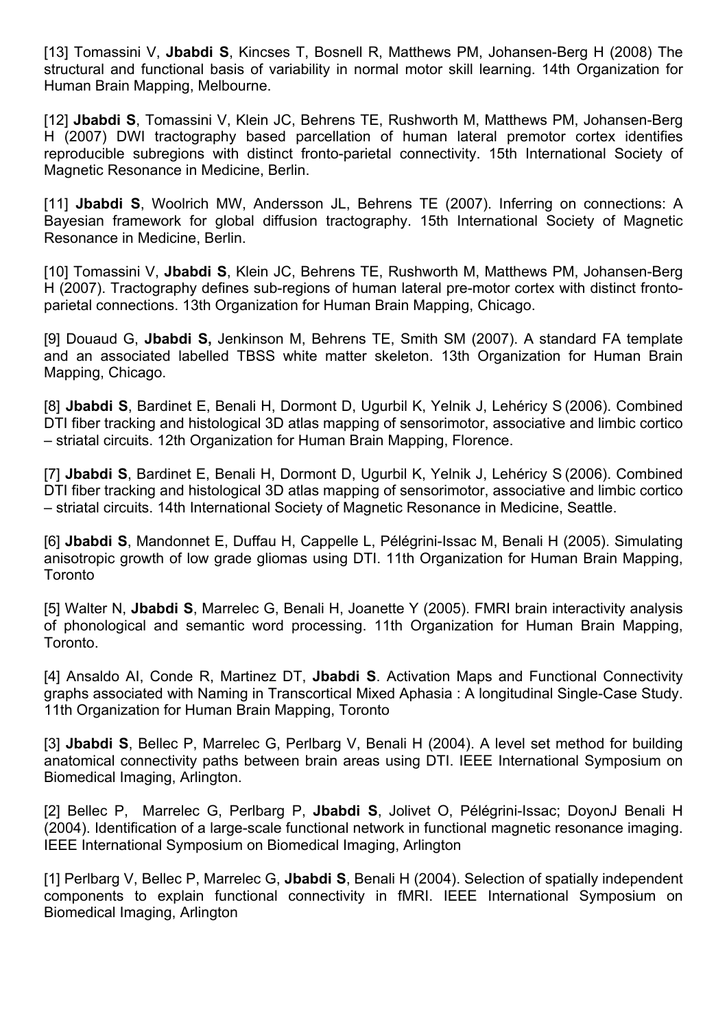[13] Tomassini V, **Jbabdi S**, Kincses T, Bosnell R, Matthews PM, Johansen-Berg H (2008) The structural and functional basis of variability in normal motor skill learning. 14th Organization for Human Brain Mapping, Melbourne.

[12] **Jbabdi S**, Tomassini V, Klein JC, Behrens TE, Rushworth M, Matthews PM, Johansen-Berg H (2007) DWI tractography based parcellation of human lateral premotor cortex identifies reproducible subregions with distinct fronto-parietal connectivity. 15th International Society of Magnetic Resonance in Medicine, Berlin.

[11] **Jbabdi S**, Woolrich MW, Andersson JL, Behrens TE (2007). Inferring on connections: A Bayesian framework for global diffusion tractography. 15th International Society of Magnetic Resonance in Medicine, Berlin.

[10] Tomassini V, **Jbabdi S**, Klein JC, Behrens TE, Rushworth M, Matthews PM, Johansen-Berg H (2007). Tractography defines sub-regions of human lateral pre-motor cortex with distinct fronto-parietal connections. 13th Organization for Human Brain Mapping, Chicago.

[9] Douaud G, **Jbabdi S,** Jenkinson M, Behrens TE, Smith SM (2007). A standard FA template and an associated labelled TBSS white matter skeleton. 13th Organization for Human Brain Mapping, Chicago.

[8] **Jbabdi S**, Bardinet E, Benali H, Dormont D, Ugurbil K, Yelnik J, Lehéricy S (2006). Combined DTI fiber tracking and histological 3D atlas mapping of sensorimotor, associative and limbic cortico – striatal circuits. 12th Organization for Human Brain Mapping, Florence.

[7] **Jbabdi S**, Bardinet E, Benali H, Dormont D, Ugurbil K, Yelnik J, Lehéricy S (2006). Combined DTI fiber tracking and histological 3D atlas mapping of sensorimotor, associative and limbic cortico – striatal circuits. 14th International Society of Magnetic Resonance in Medicine, Seattle.

[6] **Jbabdi S**, Mandonnet E, Duffau H, Cappelle L, Pélégrini-Issac M, Benali H (2005). Simulating anisotropic growth of low grade gliomas using DTI. 11th Organization for Human Brain Mapping, Toronto

[5] Walter N, **Jbabdi S**, Marrelec G, Benali H, Joanette Y (2005). FMRI brain interactivity analysis of phonological and semantic word processing. 11th Organization for Human Brain Mapping, Toronto.

[4] Ansaldo AI, Conde R, Martinez DT, **Jbabdi S**. Activation Maps and Functional Connectivity graphs associated with Naming in Transcortical Mixed Aphasia : A longitudinal Single-Case Study. 11th Organization for Human Brain Mapping, Toronto

[3] **Jbabdi S**, Bellec P, Marrelec G, Perlbarg V, Benali H (2004). A level set method for building anatomical connectivity paths between brain areas using DTI. IEEE International Symposium on Biomedical Imaging, Arlington.

[2] Bellec P, Marrelec G, Perlbarg P, **Jbabdi S**, Jolivet O, Pélégrini-Issac; DoyonJ Benali H (2004). Identification of a large-scale functional network in functional magnetic resonance imaging. IEEE International Symposium on Biomedical Imaging, Arlington

[1] Perlbarg V, Bellec P, Marrelec G, **Jbabdi S**, Benali H (2004). Selection of spatially independent components to explain functional connectivity in fMRI. IEEE International Symposium on Biomedical Imaging, Arlington